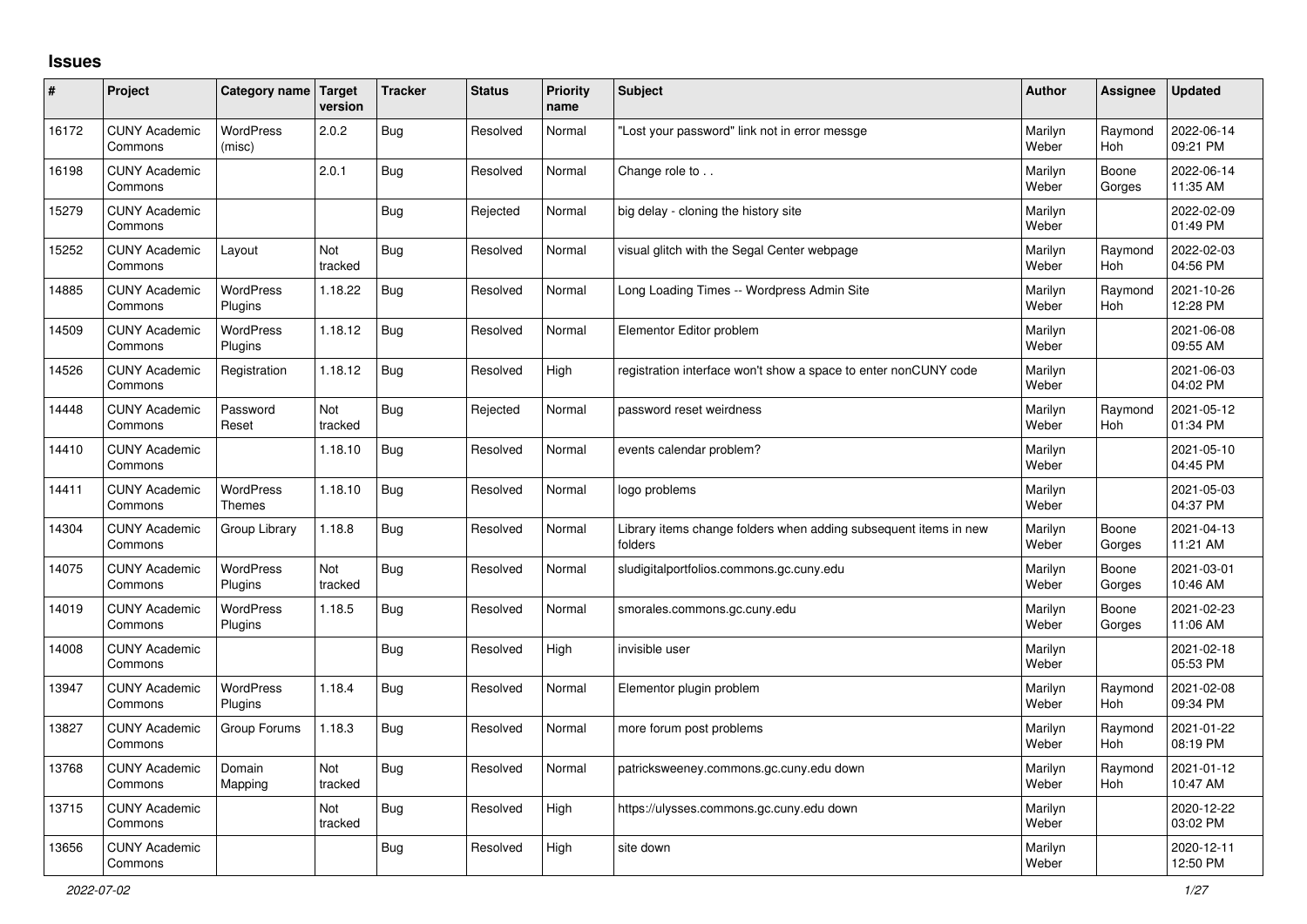# Issues

| # | Project | Category name | Target version | Tracker | Status | Priority name | Subject | Author | Assignee | Updated |
|---|---|---|---|---|---|---|---|---|---|---|
| 16172 | CUNY Academic Commons | WordPress (misc) | 2.0.2 | Bug | Resolved | Normal | "Lost your password" link not in error messge | Marilyn Weber | Raymond Hoh | 2022-06-14 09:21 PM |
| 16198 | CUNY Academic Commons | | 2.0.1 | Bug | Resolved | Normal | Change role to . . | Marilyn Weber | Boone Gorges | 2022-06-14 11:35 AM |
| 15279 | CUNY Academic Commons | | | Bug | Rejected | Normal | big delay - cloning the history site | Marilyn Weber | | 2022-02-09 01:49 PM |
| 15252 | CUNY Academic Commons | Layout | Not tracked | Bug | Resolved | Normal | visual glitch with the Segal Center webpage | Marilyn Weber | Raymond Hoh | 2022-02-03 04:56 PM |
| 14885 | CUNY Academic Commons | WordPress Plugins | 1.18.22 | Bug | Resolved | Normal | Long Loading Times -- Wordpress Admin Site | Marilyn Weber | Raymond Hoh | 2021-10-26 12:28 PM |
| 14509 | CUNY Academic Commons | WordPress Plugins | 1.18.12 | Bug | Resolved | Normal | Elementor Editor problem | Marilyn Weber | | 2021-06-08 09:55 AM |
| 14526 | CUNY Academic Commons | Registration | 1.18.12 | Bug | Resolved | High | registration interface won't show a space to enter nonCUNY code | Marilyn Weber | | 2021-06-03 04:02 PM |
| 14448 | CUNY Academic Commons | Password Reset | Not tracked | Bug | Rejected | Normal | password reset weirdness | Marilyn Weber | Raymond Hoh | 2021-05-12 01:34 PM |
| 14410 | CUNY Academic Commons | | 1.18.10 | Bug | Resolved | Normal | events calendar problem? | Marilyn Weber | | 2021-05-10 04:45 PM |
| 14411 | CUNY Academic Commons | WordPress Themes | 1.18.10 | Bug | Resolved | Normal | logo problems | Marilyn Weber | | 2021-05-03 04:37 PM |
| 14304 | CUNY Academic Commons | Group Library | 1.18.8 | Bug | Resolved | Normal | Library items change folders when adding subsequent items in new folders | Marilyn Weber | Boone Gorges | 2021-04-13 11:21 AM |
| 14075 | CUNY Academic Commons | WordPress Plugins | Not tracked | Bug | Resolved | Normal | sludigitalportfolios.commons.gc.cuny.edu | Marilyn Weber | Boone Gorges | 2021-03-01 10:46 AM |
| 14019 | CUNY Academic Commons | WordPress Plugins | 1.18.5 | Bug | Resolved | Normal | smorales.commons.gc.cuny.edu | Marilyn Weber | Boone Gorges | 2021-02-23 11:06 AM |
| 14008 | CUNY Academic Commons | | | Bug | Resolved | High | invisible user | Marilyn Weber | | 2021-02-18 05:53 PM |
| 13947 | CUNY Academic Commons | WordPress Plugins | 1.18.4 | Bug | Resolved | Normal | Elementor plugin problem | Marilyn Weber | Raymond Hoh | 2021-02-08 09:34 PM |
| 13827 | CUNY Academic Commons | Group Forums | 1.18.3 | Bug | Resolved | Normal | more forum post problems | Marilyn Weber | Raymond Hoh | 2021-01-22 08:19 PM |
| 13768 | CUNY Academic Commons | Domain Mapping | Not tracked | Bug | Resolved | Normal | patricksweeney.commons.gc.cuny.edu down | Marilyn Weber | Raymond Hoh | 2021-01-12 10:47 AM |
| 13715 | CUNY Academic Commons | | Not tracked | Bug | Resolved | High | https://ulysses.commons.gc.cuny.edu down | Marilyn Weber | | 2020-12-22 03:02 PM |
| 13656 | CUNY Academic Commons | | | Bug | Resolved | High | site down | Marilyn Weber | | 2020-12-11 12:50 PM |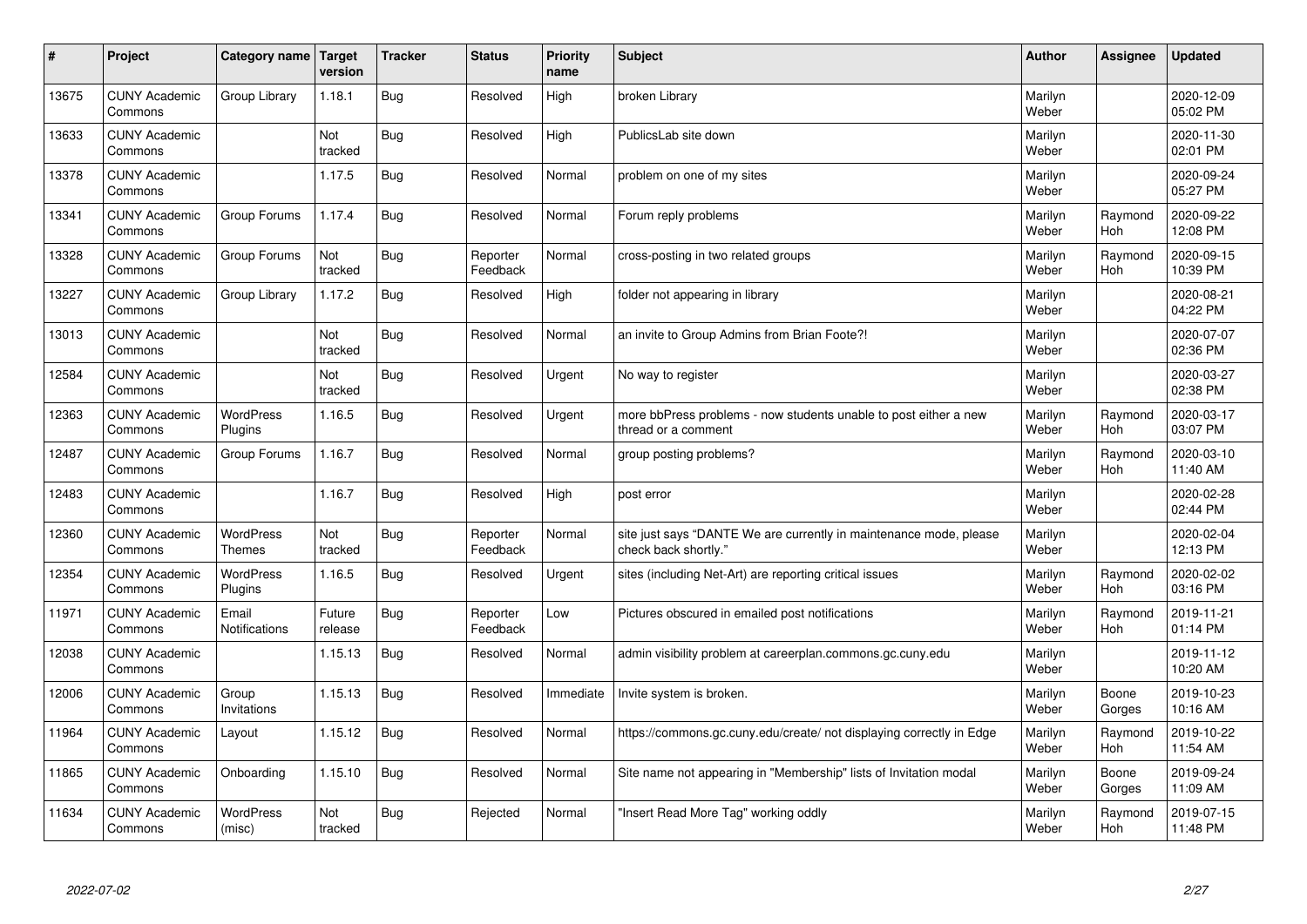| # | Project | Category name | Target version | Tracker | Status | Priority name | Subject | Author | Assignee | Updated |
|---|---|---|---|---|---|---|---|---|---|---|
| 13675 | CUNY Academic Commons | Group Library | 1.18.1 | Bug | Resolved | High | broken Library | Marilyn Weber | | 2020-12-09 05:02 PM |
| 13633 | CUNY Academic Commons | | Not tracked | Bug | Resolved | High | PublicsLab site down | Marilyn Weber | | 2020-11-30 02:01 PM |
| 13378 | CUNY Academic Commons | | 1.17.5 | Bug | Resolved | Normal | problem on one of my sites | Marilyn Weber | | 2020-09-24 05:27 PM |
| 13341 | CUNY Academic Commons | Group Forums | 1.17.4 | Bug | Resolved | Normal | Forum reply problems | Marilyn Weber | Raymond Hoh | 2020-09-22 12:08 PM |
| 13328 | CUNY Academic Commons | Group Forums | Not tracked | Bug | Reporter Feedback | Normal | cross-posting in two related groups | Marilyn Weber | Raymond Hoh | 2020-09-15 10:39 PM |
| 13227 | CUNY Academic Commons | Group Library | 1.17.2 | Bug | Resolved | High | folder not appearing in library | Marilyn Weber | | 2020-08-21 04:22 PM |
| 13013 | CUNY Academic Commons | | Not tracked | Bug | Resolved | Normal | an invite to Group Admins from Brian Foote?! | Marilyn Weber | | 2020-07-07 02:36 PM |
| 12584 | CUNY Academic Commons | | Not tracked | Bug | Resolved | Urgent | No way to register | Marilyn Weber | | 2020-03-27 02:38 PM |
| 12363 | CUNY Academic Commons | WordPress Plugins | 1.16.5 | Bug | Resolved | Urgent | more bbPress problems - now students unable to post either a new thread or a comment | Marilyn Weber | Raymond Hoh | 2020-03-17 03:07 PM |
| 12487 | CUNY Academic Commons | Group Forums | 1.16.7 | Bug | Resolved | Normal | group posting problems? | Marilyn Weber | Raymond Hoh | 2020-03-10 11:40 AM |
| 12483 | CUNY Academic Commons | | 1.16.7 | Bug | Resolved | High | post error | Marilyn Weber | | 2020-02-28 02:44 PM |
| 12360 | CUNY Academic Commons | WordPress Themes | Not tracked | Bug | Reporter Feedback | Normal | site just says "DANTE We are currently in maintenance mode, please check back shortly." | Marilyn Weber | | 2020-02-04 12:13 PM |
| 12354 | CUNY Academic Commons | WordPress Plugins | 1.16.5 | Bug | Resolved | Urgent | sites (including Net-Art) are reporting critical issues | Marilyn Weber | Raymond Hoh | 2020-02-02 03:16 PM |
| 11971 | CUNY Academic Commons | Email Notifications | Future release | Bug | Reporter Feedback | Low | Pictures obscured in emailed post notifications | Marilyn Weber | Raymond Hoh | 2019-11-21 01:14 PM |
| 12038 | CUNY Academic Commons | | 1.15.13 | Bug | Resolved | Normal | admin visibility problem at careerplan.commons.gc.cuny.edu | Marilyn Weber | | 2019-11-12 10:20 AM |
| 12006 | CUNY Academic Commons | Group Invitations | 1.15.13 | Bug | Resolved | Immediate | Invite system is broken. | Marilyn Weber | Boone Gorges | 2019-10-23 10:16 AM |
| 11964 | CUNY Academic Commons | Layout | 1.15.12 | Bug | Resolved | Normal | https://commons.gc.cuny.edu/create/ not displaying correctly in Edge | Marilyn Weber | Raymond Hoh | 2019-10-22 11:54 AM |
| 11865 | CUNY Academic Commons | Onboarding | 1.15.10 | Bug | Resolved | Normal | Site name not appearing in "Membership" lists of Invitation modal | Marilyn Weber | Boone Gorges | 2019-09-24 11:09 AM |
| 11634 | CUNY Academic Commons | WordPress (misc) | Not tracked | Bug | Rejected | Normal | "Insert Read More Tag" working oddly | Marilyn Weber | Raymond Hoh | 2019-07-15 11:48 PM |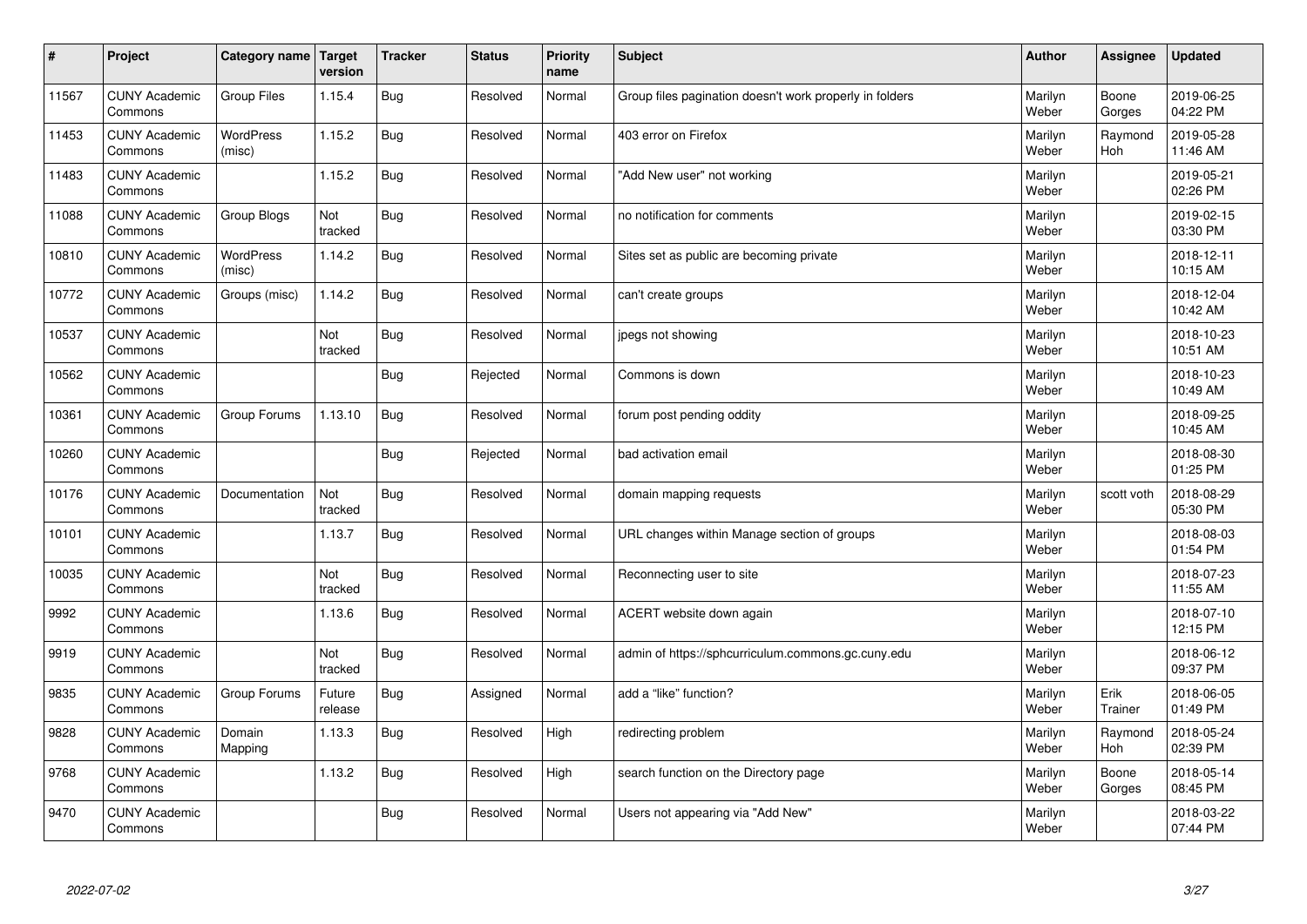| # | Project | Category name | Target version | Tracker | Status | Priority name | Subject | Author | Assignee | Updated |
|---|---|---|---|---|---|---|---|---|---|---|
| 11567 | CUNY Academic Commons | Group Files | 1.15.4 | Bug | Resolved | Normal | Group files pagination doesn't work properly in folders | Marilyn Weber | Boone Gorges | 2019-06-25 04:22 PM |
| 11453 | CUNY Academic Commons | WordPress (misc) | 1.15.2 | Bug | Resolved | Normal | 403 error on Firefox | Marilyn Weber | Raymond Hoh | 2019-05-28 11:46 AM |
| 11483 | CUNY Academic Commons | | 1.15.2 | Bug | Resolved | Normal | "Add New user" not working | Marilyn Weber | | 2019-05-21 02:26 PM |
| 11088 | CUNY Academic Commons | Group Blogs | Not tracked | Bug | Resolved | Normal | no notification for comments | Marilyn Weber | | 2019-02-15 03:30 PM |
| 10810 | CUNY Academic Commons | WordPress (misc) | 1.14.2 | Bug | Resolved | Normal | Sites set as public are becoming private | Marilyn Weber | | 2018-12-11 10:15 AM |
| 10772 | CUNY Academic Commons | Groups (misc) | 1.14.2 | Bug | Resolved | Normal | can't create groups | Marilyn Weber | | 2018-12-04 10:42 AM |
| 10537 | CUNY Academic Commons | | Not tracked | Bug | Resolved | Normal | jpegs not showing | Marilyn Weber | | 2018-10-23 10:51 AM |
| 10562 | CUNY Academic Commons | | | Bug | Rejected | Normal | Commons is down | Marilyn Weber | | 2018-10-23 10:49 AM |
| 10361 | CUNY Academic Commons | Group Forums | 1.13.10 | Bug | Resolved | Normal | forum post pending oddity | Marilyn Weber | | 2018-09-25 10:45 AM |
| 10260 | CUNY Academic Commons | | | Bug | Rejected | Normal | bad activation email | Marilyn Weber | | 2018-08-30 01:25 PM |
| 10176 | CUNY Academic Commons | Documentation | Not tracked | Bug | Resolved | Normal | domain mapping requests | Marilyn Weber | scott voth | 2018-08-29 05:30 PM |
| 10101 | CUNY Academic Commons | | 1.13.7 | Bug | Resolved | Normal | URL changes within Manage section of groups | Marilyn Weber | | 2018-08-03 01:54 PM |
| 10035 | CUNY Academic Commons | | Not tracked | Bug | Resolved | Normal | Reconnecting user to site | Marilyn Weber | | 2018-07-23 11:55 AM |
| 9992 | CUNY Academic Commons | | 1.13.6 | Bug | Resolved | Normal | ACERT website down again | Marilyn Weber | | 2018-07-10 12:15 PM |
| 9919 | CUNY Academic Commons | | Not tracked | Bug | Resolved | Normal | admin of https://sphcurriculum.commons.gc.cuny.edu | Marilyn Weber | | 2018-06-12 09:37 PM |
| 9835 | CUNY Academic Commons | Group Forums | Future release | Bug | Assigned | Normal | add a "like" function? | Marilyn Weber | Erik Trainer | 2018-06-05 01:49 PM |
| 9828 | CUNY Academic Commons | Domain Mapping | 1.13.3 | Bug | Resolved | High | redirecting problem | Marilyn Weber | Raymond Hoh | 2018-05-24 02:39 PM |
| 9768 | CUNY Academic Commons | | 1.13.2 | Bug | Resolved | High | search function on the Directory page | Marilyn Weber | Boone Gorges | 2018-05-14 08:45 PM |
| 9470 | CUNY Academic Commons | | | Bug | Resolved | Normal | Users not appearing via "Add New" | Marilyn Weber | | 2018-03-22 07:44 PM |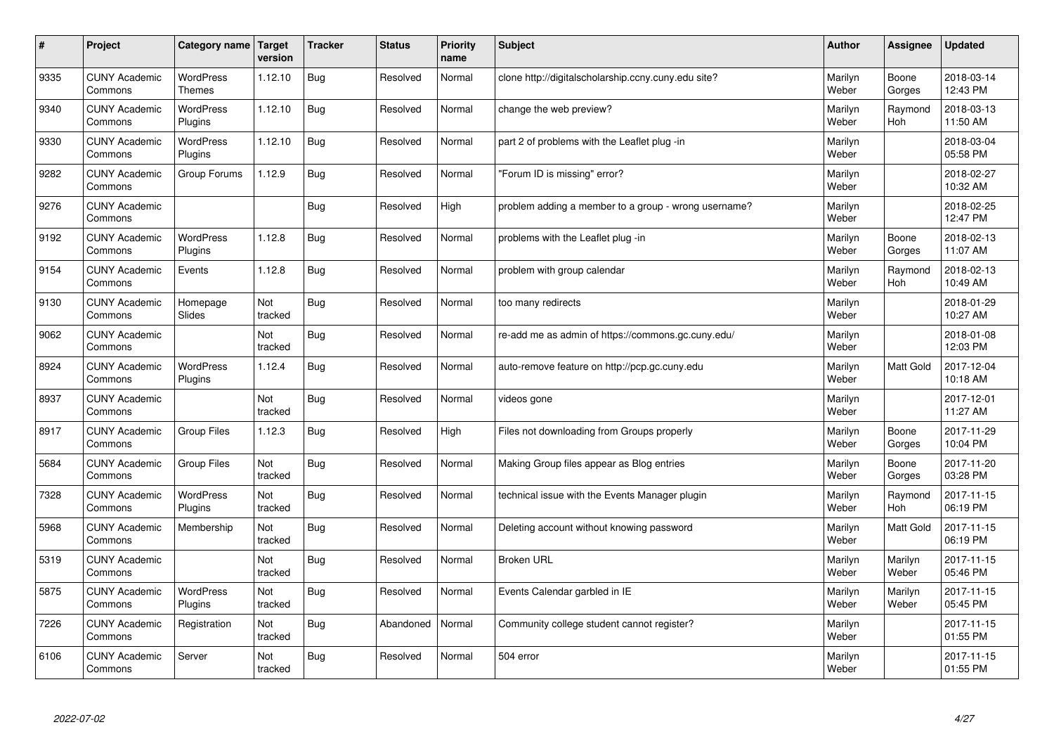| # | Project | Category name | Target version | Tracker | Status | Priority name | Subject | Author | Assignee | Updated |
|---|---|---|---|---|---|---|---|---|---|---|
| 9335 | CUNY Academic Commons | WordPress Themes | 1.12.10 | Bug | Resolved | Normal | clone http://digitalscholarship.ccny.cuny.edu site? | Marilyn Weber | Boone Gorges | 2018-03-14 12:43 PM |
| 9340 | CUNY Academic Commons | WordPress Plugins | 1.12.10 | Bug | Resolved | Normal | change the web preview? | Marilyn Weber | Raymond Hoh | 2018-03-13 11:50 AM |
| 9330 | CUNY Academic Commons | WordPress Plugins | 1.12.10 | Bug | Resolved | Normal | part 2 of problems with the Leaflet plug -in | Marilyn Weber | | 2018-03-04 05:58 PM |
| 9282 | CUNY Academic Commons | Group Forums | 1.12.9 | Bug | Resolved | Normal | "Forum ID is missing" error? | Marilyn Weber | | 2018-02-27 10:32 AM |
| 9276 | CUNY Academic Commons | | | Bug | Resolved | High | problem adding a member to a group - wrong username? | Marilyn Weber | | 2018-02-25 12:47 PM |
| 9192 | CUNY Academic Commons | WordPress Plugins | 1.12.8 | Bug | Resolved | Normal | problems with the Leaflet plug -in | Marilyn Weber | Boone Gorges | 2018-02-13 11:07 AM |
| 9154 | CUNY Academic Commons | Events | 1.12.8 | Bug | Resolved | Normal | problem with group calendar | Marilyn Weber | Raymond Hoh | 2018-02-13 10:49 AM |
| 9130 | CUNY Academic Commons | Homepage Slides | Not tracked | Bug | Resolved | Normal | too many redirects | Marilyn Weber | | 2018-01-29 10:27 AM |
| 9062 | CUNY Academic Commons | | Not tracked | Bug | Resolved | Normal | re-add me as admin of https://commons.gc.cuny.edu/ | Marilyn Weber | | 2018-01-08 12:03 PM |
| 8924 | CUNY Academic Commons | WordPress Plugins | 1.12.4 | Bug | Resolved | Normal | auto-remove feature on http://pcp.gc.cuny.edu | Marilyn Weber | Matt Gold | 2017-12-04 10:18 AM |
| 8937 | CUNY Academic Commons | | Not tracked | Bug | Resolved | Normal | videos gone | Marilyn Weber | | 2017-12-01 11:27 AM |
| 8917 | CUNY Academic Commons | Group Files | 1.12.3 | Bug | Resolved | High | Files not downloading from Groups properly | Marilyn Weber | Boone Gorges | 2017-11-29 10:04 PM |
| 5684 | CUNY Academic Commons | Group Files | Not tracked | Bug | Resolved | Normal | Making Group files appear as Blog entries | Marilyn Weber | Boone Gorges | 2017-11-20 03:28 PM |
| 7328 | CUNY Academic Commons | WordPress Plugins | Not tracked | Bug | Resolved | Normal | technical issue with the Events Manager plugin | Marilyn Weber | Raymond Hoh | 2017-11-15 06:19 PM |
| 5968 | CUNY Academic Commons | Membership | Not tracked | Bug | Resolved | Normal | Deleting account without knowing password | Marilyn Weber | Matt Gold | 2017-11-15 06:19 PM |
| 5319 | CUNY Academic Commons | | Not tracked | Bug | Resolved | Normal | Broken URL | Marilyn Weber | Marilyn Weber | 2017-11-15 05:46 PM |
| 5875 | CUNY Academic Commons | WordPress Plugins | Not tracked | Bug | Resolved | Normal | Events Calendar garbled in IE | Marilyn Weber | Marilyn Weber | 2017-11-15 05:45 PM |
| 7226 | CUNY Academic Commons | Registration | Not tracked | Bug | Abandoned | Normal | Community college student cannot register? | Marilyn Weber | | 2017-11-15 01:55 PM |
| 6106 | CUNY Academic Commons | Server | Not tracked | Bug | Resolved | Normal | 504 error | Marilyn Weber | | 2017-11-15 01:55 PM |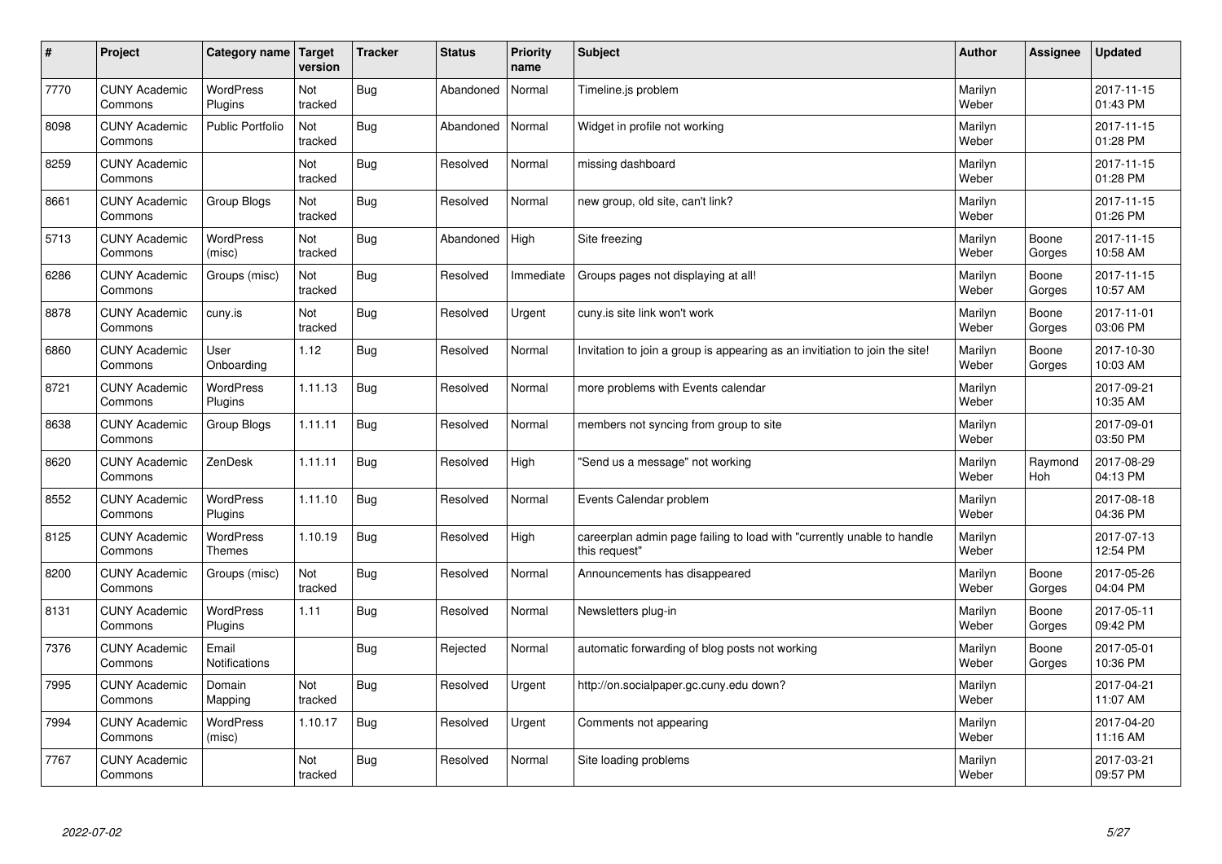| # | Project | Category name | Target version | Tracker | Status | Priority name | Subject | Author | Assignee | Updated |
|---|---|---|---|---|---|---|---|---|---|---|
| 7770 | CUNY Academic Commons | WordPress Plugins | Not tracked | Bug | Abandoned | Normal | Timeline.js problem | Marilyn Weber | | 2017-11-15 01:43 PM |
| 8098 | CUNY Academic Commons | Public Portfolio | Not tracked | Bug | Abandoned | Normal | Widget in profile not working | Marilyn Weber | | 2017-11-15 01:28 PM |
| 8259 | CUNY Academic Commons | | Not tracked | Bug | Resolved | Normal | missing dashboard | Marilyn Weber | | 2017-11-15 01:28 PM |
| 8661 | CUNY Academic Commons | Group Blogs | Not tracked | Bug | Resolved | Normal | new group, old site, can't link? | Marilyn Weber | | 2017-11-15 01:26 PM |
| 5713 | CUNY Academic Commons | WordPress (misc) | Not tracked | Bug | Abandoned | High | Site freezing | Marilyn Weber | Boone Gorges | 2017-11-15 10:58 AM |
| 6286 | CUNY Academic Commons | Groups (misc) | Not tracked | Bug | Resolved | Immediate | Groups pages not displaying at all! | Marilyn Weber | Boone Gorges | 2017-11-15 10:57 AM |
| 8878 | CUNY Academic Commons | cuny.is | Not tracked | Bug | Resolved | Urgent | cuny.is site link won't work | Marilyn Weber | Boone Gorges | 2017-11-01 03:06 PM |
| 6860 | CUNY Academic Commons | User Onboarding | 1.12 | Bug | Resolved | Normal | Invitation to join a group is appearing as an invitiation to join the site! | Marilyn Weber | Boone Gorges | 2017-10-30 10:03 AM |
| 8721 | CUNY Academic Commons | WordPress Plugins | 1.11.13 | Bug | Resolved | Normal | more problems with Events calendar | Marilyn Weber | | 2017-09-21 10:35 AM |
| 8638 | CUNY Academic Commons | Group Blogs | 1.11.11 | Bug | Resolved | Normal | members not syncing from group to site | Marilyn Weber | | 2017-09-01 03:50 PM |
| 8620 | CUNY Academic Commons | ZenDesk | 1.11.11 | Bug | Resolved | High | "Send us a message" not working | Marilyn Weber | Raymond Hoh | 2017-08-29 04:13 PM |
| 8552 | CUNY Academic Commons | WordPress Plugins | 1.11.10 | Bug | Resolved | Normal | Events Calendar problem | Marilyn Weber | | 2017-08-18 04:36 PM |
| 8125 | CUNY Academic Commons | WordPress Themes | 1.10.19 | Bug | Resolved | High | careerplan admin page failing to load with "currently unable to handle this request" | Marilyn Weber | | 2017-07-13 12:54 PM |
| 8200 | CUNY Academic Commons | Groups (misc) | Not tracked | Bug | Resolved | Normal | Announcements has disappeared | Marilyn Weber | Boone Gorges | 2017-05-26 04:04 PM |
| 8131 | CUNY Academic Commons | WordPress Plugins | 1.11 | Bug | Resolved | Normal | Newsletters plug-in | Marilyn Weber | Boone Gorges | 2017-05-11 09:42 PM |
| 7376 | CUNY Academic Commons | Email Notifications | | Bug | Rejected | Normal | automatic forwarding of blog posts not working | Marilyn Weber | Boone Gorges | 2017-05-01 10:36 PM |
| 7995 | CUNY Academic Commons | Domain Mapping | Not tracked | Bug | Resolved | Urgent | http://on.socialpaper.gc.cuny.edu down? | Marilyn Weber | | 2017-04-21 11:07 AM |
| 7994 | CUNY Academic Commons | WordPress (misc) | 1.10.17 | Bug | Resolved | Urgent | Comments not appearing | Marilyn Weber | | 2017-04-20 11:16 AM |
| 7767 | CUNY Academic Commons | | Not tracked | Bug | Resolved | Normal | Site loading problems | Marilyn Weber | | 2017-03-21 09:57 PM |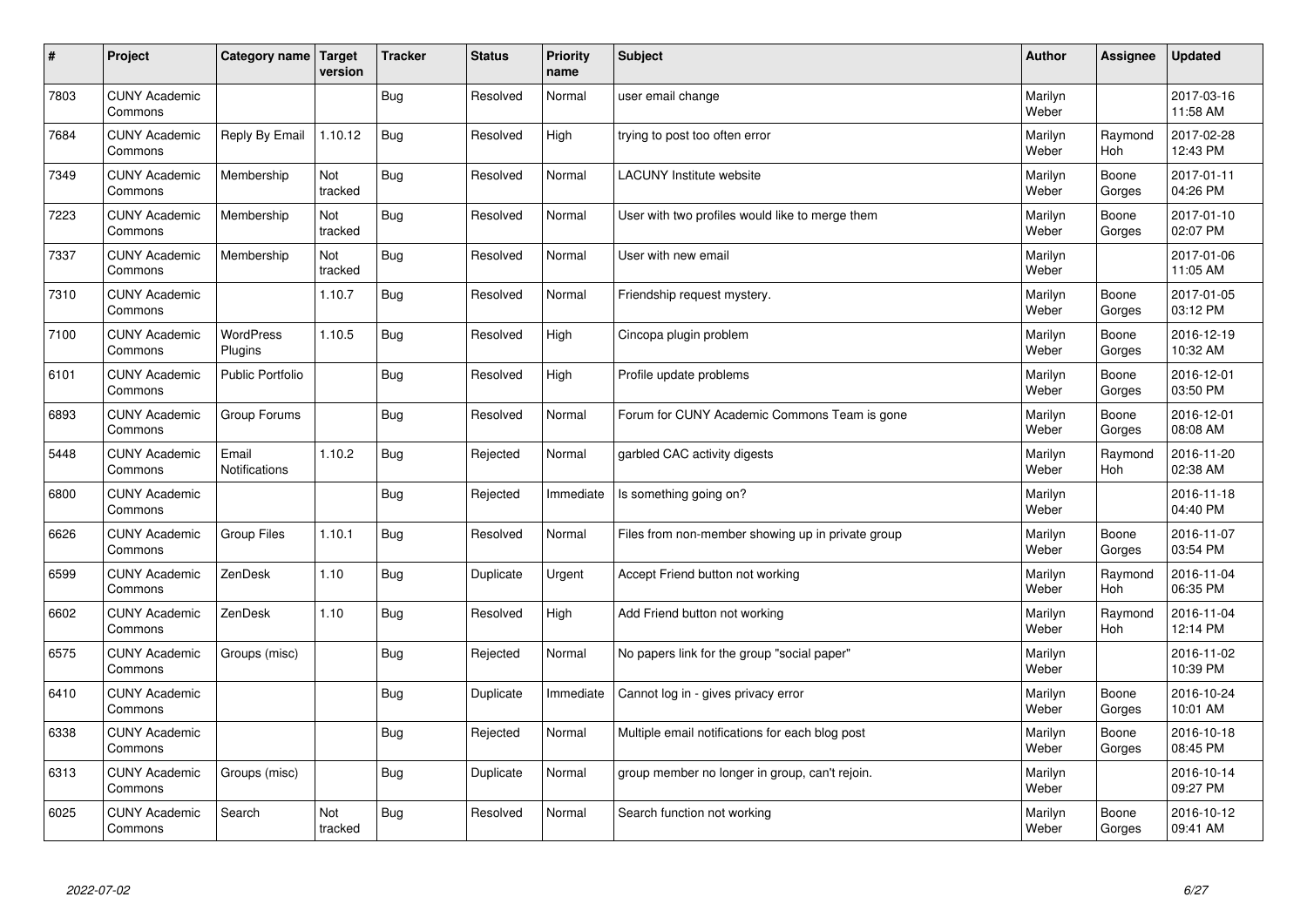| # | Project | Category name | Target version | Tracker | Status | Priority name | Subject | Author | Assignee | Updated |
|---|---|---|---|---|---|---|---|---|---|---|
| 7803 | CUNY Academic Commons | | | Bug | Resolved | Normal | user email change | Marilyn Weber | | 2017-03-16 11:58 AM |
| 7684 | CUNY Academic Commons | Reply By Email | 1.10.12 | Bug | Resolved | High | trying to post too often error | Marilyn Weber | Raymond Hoh | 2017-02-28 12:43 PM |
| 7349 | CUNY Academic Commons | Membership | Not tracked | Bug | Resolved | Normal | LACUNY Institute website | Marilyn Weber | Boone Gorges | 2017-01-11 04:26 PM |
| 7223 | CUNY Academic Commons | Membership | Not tracked | Bug | Resolved | Normal | User with two profiles would like to merge them | Marilyn Weber | Boone Gorges | 2017-01-10 02:07 PM |
| 7337 | CUNY Academic Commons | Membership | Not tracked | Bug | Resolved | Normal | User with new email | Marilyn Weber | | 2017-01-06 11:05 AM |
| 7310 | CUNY Academic Commons | | 1.10.7 | Bug | Resolved | Normal | Friendship request mystery. | Marilyn Weber | Boone Gorges | 2017-01-05 03:12 PM |
| 7100 | CUNY Academic Commons | WordPress Plugins | 1.10.5 | Bug | Resolved | High | Cincopa plugin problem | Marilyn Weber | Boone Gorges | 2016-12-19 10:32 AM |
| 6101 | CUNY Academic Commons | Public Portfolio | | Bug | Resolved | High | Profile update problems | Marilyn Weber | Boone Gorges | 2016-12-01 03:50 PM |
| 6893 | CUNY Academic Commons | Group Forums | | Bug | Resolved | Normal | Forum for CUNY Academic Commons Team is gone | Marilyn Weber | Boone Gorges | 2016-12-01 08:08 AM |
| 5448 | CUNY Academic Commons | Email Notifications | 1.10.2 | Bug | Rejected | Normal | garbled CAC activity digests | Marilyn Weber | Raymond Hoh | 2016-11-20 02:38 AM |
| 6800 | CUNY Academic Commons | | | Bug | Rejected | Immediate | Is something going on? | Marilyn Weber | | 2016-11-18 04:40 PM |
| 6626 | CUNY Academic Commons | Group Files | 1.10.1 | Bug | Resolved | Normal | Files from non-member showing up in private group | Marilyn Weber | Boone Gorges | 2016-11-07 03:54 PM |
| 6599 | CUNY Academic Commons | ZenDesk | 1.10 | Bug | Duplicate | Urgent | Accept Friend button not working | Marilyn Weber | Raymond Hoh | 2016-11-04 06:35 PM |
| 6602 | CUNY Academic Commons | ZenDesk | 1.10 | Bug | Resolved | High | Add Friend button not working | Marilyn Weber | Raymond Hoh | 2016-11-04 12:14 PM |
| 6575 | CUNY Academic Commons | Groups (misc) | | Bug | Rejected | Normal | No papers link for the group "social paper" | Marilyn Weber | | 2016-11-02 10:39 PM |
| 6410 | CUNY Academic Commons | | | Bug | Duplicate | Immediate | Cannot log in - gives privacy error | Marilyn Weber | Boone Gorges | 2016-10-24 10:01 AM |
| 6338 | CUNY Academic Commons | | | Bug | Rejected | Normal | Multiple email notifications for each blog post | Marilyn Weber | Boone Gorges | 2016-10-18 08:45 PM |
| 6313 | CUNY Academic Commons | Groups (misc) | | Bug | Duplicate | Normal | group member no longer in group, can't rejoin. | Marilyn Weber | | 2016-10-14 09:27 PM |
| 6025 | CUNY Academic Commons | Search | Not tracked | Bug | Resolved | Normal | Search function not working | Marilyn Weber | Boone Gorges | 2016-10-12 09:41 AM |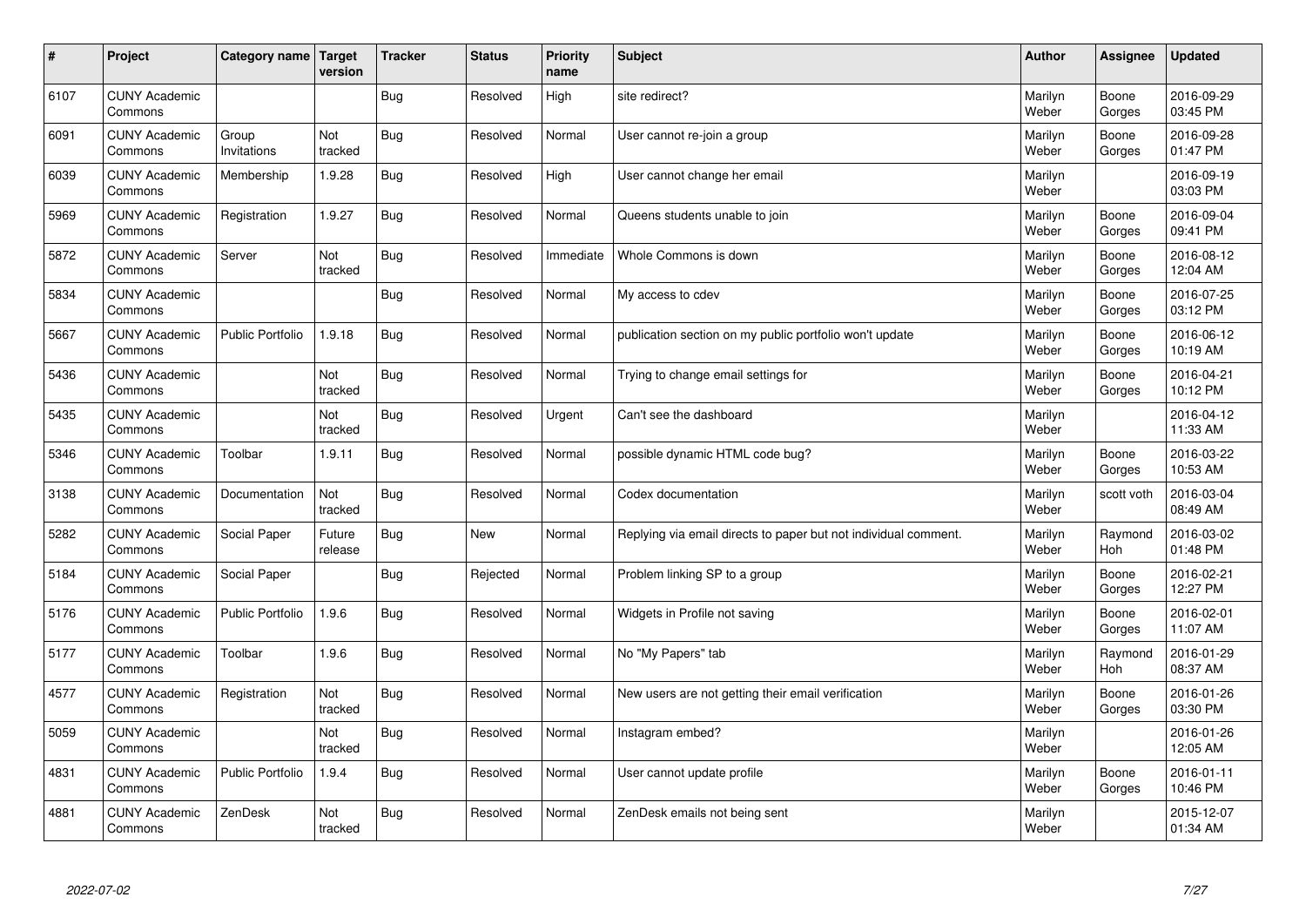| # | Project | Category name | Target version | Tracker | Status | Priority name | Subject | Author | Assignee | Updated |
|---|---|---|---|---|---|---|---|---|---|---|
| 6107 | CUNY Academic Commons | | | Bug | Resolved | High | site redirect? | Marilyn Weber | Boone Gorges | 2016-09-29 03:45 PM |
| 6091 | CUNY Academic Commons | Group Invitations | Not tracked | Bug | Resolved | Normal | User cannot re-join a group | Marilyn Weber | Boone Gorges | 2016-09-28 01:47 PM |
| 6039 | CUNY Academic Commons | Membership | 1.9.28 | Bug | Resolved | High | User cannot change her email | Marilyn Weber | | 2016-09-19 03:03 PM |
| 5969 | CUNY Academic Commons | Registration | 1.9.27 | Bug | Resolved | Normal | Queens students unable to join | Marilyn Weber | Boone Gorges | 2016-09-04 09:41 PM |
| 5872 | CUNY Academic Commons | Server | Not tracked | Bug | Resolved | Immediate | Whole Commons is down | Marilyn Weber | Boone Gorges | 2016-08-12 12:04 AM |
| 5834 | CUNY Academic Commons | | | Bug | Resolved | Normal | My access to cdev | Marilyn Weber | Boone Gorges | 2016-07-25 03:12 PM |
| 5667 | CUNY Academic Commons | Public Portfolio | 1.9.18 | Bug | Resolved | Normal | publication section on my public portfolio won't update | Marilyn Weber | Boone Gorges | 2016-06-12 10:19 AM |
| 5436 | CUNY Academic Commons | | Not tracked | Bug | Resolved | Normal | Trying to change email settings for | Marilyn Weber | Boone Gorges | 2016-04-21 10:12 PM |
| 5435 | CUNY Academic Commons | | Not tracked | Bug | Resolved | Urgent | Can't see the dashboard | Marilyn Weber | | 2016-04-12 11:33 AM |
| 5346 | CUNY Academic Commons | Toolbar | 1.9.11 | Bug | Resolved | Normal | possible dynamic HTML code bug? | Marilyn Weber | Boone Gorges | 2016-03-22 10:53 AM |
| 3138 | CUNY Academic Commons | Documentation | Not tracked | Bug | Resolved | Normal | Codex documentation | Marilyn Weber | scott voth | 2016-03-04 08:49 AM |
| 5282 | CUNY Academic Commons | Social Paper | Future release | Bug | New | Normal | Replying via email directs to paper but not individual comment. | Marilyn Weber | Raymond Hoh | 2016-03-02 01:48 PM |
| 5184 | CUNY Academic Commons | Social Paper | | Bug | Rejected | Normal | Problem linking SP to a group | Marilyn Weber | Boone Gorges | 2016-02-21 12:27 PM |
| 5176 | CUNY Academic Commons | Public Portfolio | 1.9.6 | Bug | Resolved | Normal | Widgets in Profile not saving | Marilyn Weber | Boone Gorges | 2016-02-01 11:07 AM |
| 5177 | CUNY Academic Commons | Toolbar | 1.9.6 | Bug | Resolved | Normal | No "My Papers" tab | Marilyn Weber | Raymond Hoh | 2016-01-29 08:37 AM |
| 4577 | CUNY Academic Commons | Registration | Not tracked | Bug | Resolved | Normal | New users are not getting their email verification | Marilyn Weber | Boone Gorges | 2016-01-26 03:30 PM |
| 5059 | CUNY Academic Commons | | Not tracked | Bug | Resolved | Normal | Instagram embed? | Marilyn Weber | | 2016-01-26 12:05 AM |
| 4831 | CUNY Academic Commons | Public Portfolio | 1.9.4 | Bug | Resolved | Normal | User cannot update profile | Marilyn Weber | Boone Gorges | 2016-01-11 10:46 PM |
| 4881 | CUNY Academic Commons | ZenDesk | Not tracked | Bug | Resolved | Normal | ZenDesk emails not being sent | Marilyn Weber | | 2015-12-07 01:34 AM |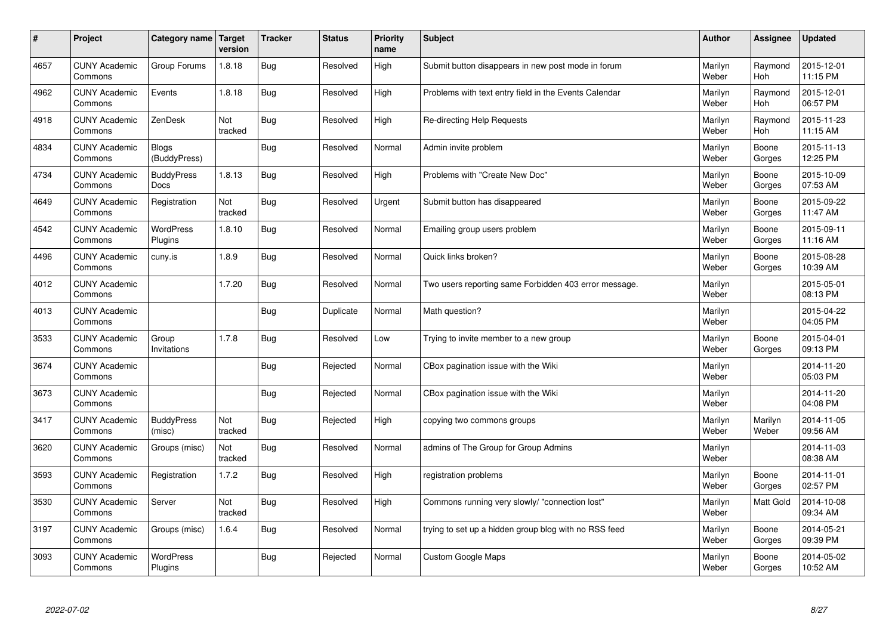| # | Project | Category name | Target version | Tracker | Status | Priority name | Subject | Author | Assignee | Updated |
|---|---|---|---|---|---|---|---|---|---|---|
| 4657 | CUNY Academic Commons | Group Forums | 1.8.18 | Bug | Resolved | High | Submit button disappears in new post mode in forum | Marilyn Weber | Raymond Hoh | 2015-12-01 11:15 PM |
| 4962 | CUNY Academic Commons | Events | 1.8.18 | Bug | Resolved | High | Problems with text entry field in the Events Calendar | Marilyn Weber | Raymond Hoh | 2015-12-01 06:57 PM |
| 4918 | CUNY Academic Commons | ZenDesk | Not tracked | Bug | Resolved | High | Re-directing Help Requests | Marilyn Weber | Raymond Hoh | 2015-11-23 11:15 AM |
| 4834 | CUNY Academic Commons | Blogs (BuddyPress) | | Bug | Resolved | Normal | Admin invite problem | Marilyn Weber | Boone Gorges | 2015-11-13 12:25 PM |
| 4734 | CUNY Academic Commons | BuddyPress Docs | 1.8.13 | Bug | Resolved | High | Problems with "Create New Doc" | Marilyn Weber | Boone Gorges | 2015-10-09 07:53 AM |
| 4649 | CUNY Academic Commons | Registration | Not tracked | Bug | Resolved | Urgent | Submit button has disappeared | Marilyn Weber | Boone Gorges | 2015-09-22 11:47 AM |
| 4542 | CUNY Academic Commons | WordPress Plugins | 1.8.10 | Bug | Resolved | Normal | Emailing group users problem | Marilyn Weber | Boone Gorges | 2015-09-11 11:16 AM |
| 4496 | CUNY Academic Commons | cuny.is | 1.8.9 | Bug | Resolved | Normal | Quick links broken? | Marilyn Weber | Boone Gorges | 2015-08-28 10:39 AM |
| 4012 | CUNY Academic Commons | | 1.7.20 | Bug | Resolved | Normal | Two users reporting same Forbidden 403 error message. | Marilyn Weber | | 2015-05-01 08:13 PM |
| 4013 | CUNY Academic Commons | | | Bug | Duplicate | Normal | Math question? | Marilyn Weber | | 2015-04-22 04:05 PM |
| 3533 | CUNY Academic Commons | Group Invitations | 1.7.8 | Bug | Resolved | Low | Trying to invite member to a new group | Marilyn Weber | Boone Gorges | 2015-04-01 09:13 PM |
| 3674 | CUNY Academic Commons | | | Bug | Rejected | Normal | CBox pagination issue with the Wiki | Marilyn Weber | | 2014-11-20 05:03 PM |
| 3673 | CUNY Academic Commons | | | Bug | Rejected | Normal | CBox pagination issue with the Wiki | Marilyn Weber | | 2014-11-20 04:08 PM |
| 3417 | CUNY Academic Commons | BuddyPress (misc) | Not tracked | Bug | Rejected | High | copying two commons groups | Marilyn Weber | Marilyn Weber | 2014-11-05 09:56 AM |
| 3620 | CUNY Academic Commons | Groups (misc) | Not tracked | Bug | Resolved | Normal | admins of The Group for Group Admins | Marilyn Weber | | 2014-11-03 08:38 AM |
| 3593 | CUNY Academic Commons | Registration | 1.7.2 | Bug | Resolved | High | registration problems | Marilyn Weber | Boone Gorges | 2014-11-01 02:57 PM |
| 3530 | CUNY Academic Commons | Server | Not tracked | Bug | Resolved | High | Commons running very slowly/ "connection lost" | Marilyn Weber | Matt Gold | 2014-10-08 09:34 AM |
| 3197 | CUNY Academic Commons | Groups (misc) | 1.6.4 | Bug | Resolved | Normal | trying to set up a hidden group blog with no RSS feed | Marilyn Weber | Boone Gorges | 2014-05-21 09:39 PM |
| 3093 | CUNY Academic Commons | WordPress Plugins | | Bug | Rejected | Normal | Custom Google Maps | Marilyn Weber | Boone Gorges | 2014-05-02 10:52 AM |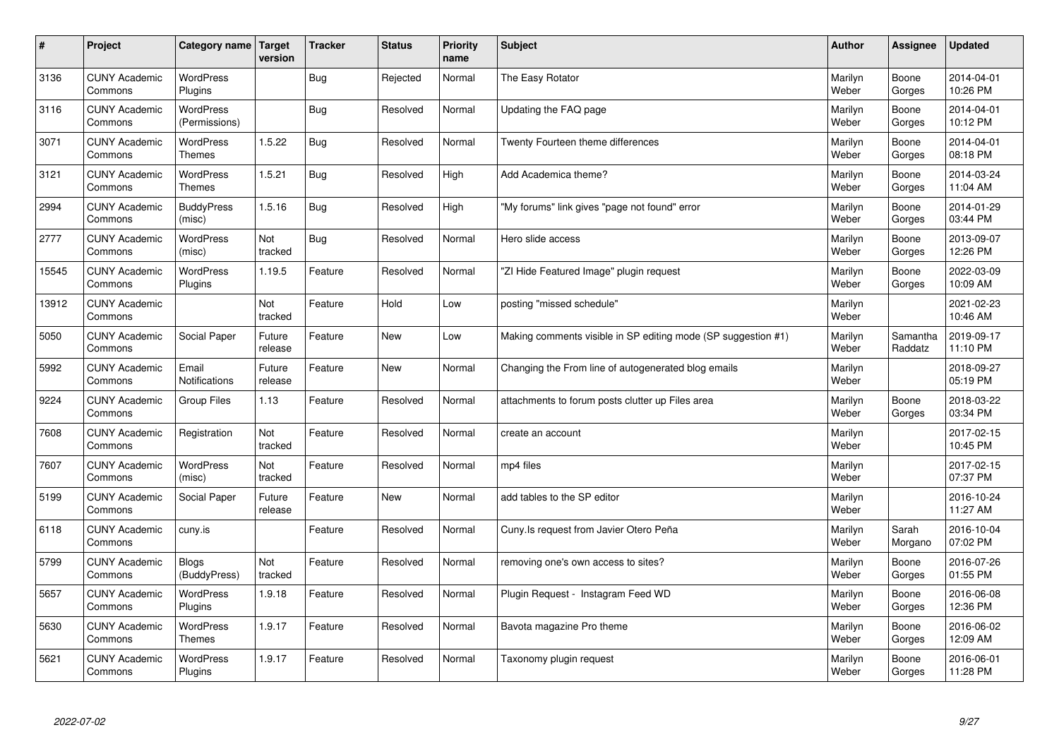| # | Project | Category name | Target version | Tracker | Status | Priority name | Subject | Author | Assignee | Updated |
|---|---|---|---|---|---|---|---|---|---|---|
| 3136 | CUNY Academic Commons | WordPress Plugins | | Bug | Rejected | Normal | The Easy Rotator | Marilyn Weber | Boone Gorges | 2014-04-01 10:26 PM |
| 3116 | CUNY Academic Commons | WordPress (Permissions) | | Bug | Resolved | Normal | Updating the FAQ page | Marilyn Weber | Boone Gorges | 2014-04-01 10:12 PM |
| 3071 | CUNY Academic Commons | WordPress Themes | 1.5.22 | Bug | Resolved | Normal | Twenty Fourteen theme differences | Marilyn Weber | Boone Gorges | 2014-04-01 08:18 PM |
| 3121 | CUNY Academic Commons | WordPress Themes | 1.5.21 | Bug | Resolved | High | Add Academica theme? | Marilyn Weber | Boone Gorges | 2014-03-24 11:04 AM |
| 2994 | CUNY Academic Commons | BuddyPress (misc) | 1.5.16 | Bug | Resolved | High | "My forums" link gives "page not found" error | Marilyn Weber | Boone Gorges | 2014-01-29 03:44 PM |
| 2777 | CUNY Academic Commons | WordPress (misc) | Not tracked | Bug | Resolved | Normal | Hero slide access | Marilyn Weber | Boone Gorges | 2013-09-07 12:26 PM |
| 15545 | CUNY Academic Commons | WordPress Plugins | 1.19.5 | Feature | Resolved | Normal | "ZI Hide Featured Image" plugin request | Marilyn Weber | Boone Gorges | 2022-03-09 10:09 AM |
| 13912 | CUNY Academic Commons | | Not tracked | Feature | Hold | Low | posting "missed schedule" | Marilyn Weber | | 2021-02-23 10:46 AM |
| 5050 | CUNY Academic Commons | Social Paper | Future release | Feature | New | Low | Making comments visible in SP editing mode (SP suggestion #1) | Marilyn Weber | Samantha Raddatz | 2019-09-17 11:10 PM |
| 5992 | CUNY Academic Commons | Email Notifications | Future release | Feature | New | Normal | Changing the From line of autogenerated blog emails | Marilyn Weber | | 2018-09-27 05:19 PM |
| 9224 | CUNY Academic Commons | Group Files | 1.13 | Feature | Resolved | Normal | attachments to forum posts clutter up Files area | Marilyn Weber | Boone Gorges | 2018-03-22 03:34 PM |
| 7608 | CUNY Academic Commons | Registration | Not tracked | Feature | Resolved | Normal | create an account | Marilyn Weber | | 2017-02-15 10:45 PM |
| 7607 | CUNY Academic Commons | WordPress (misc) | Not tracked | Feature | Resolved | Normal | mp4 files | Marilyn Weber | | 2017-02-15 07:37 PM |
| 5199 | CUNY Academic Commons | Social Paper | Future release | Feature | New | Normal | add tables to the SP editor | Marilyn Weber | | 2016-10-24 11:27 AM |
| 6118 | CUNY Academic Commons | cuny.is | | Feature | Resolved | Normal | Cuny.Is request from Javier Otero Peña | Marilyn Weber | Sarah Morgano | 2016-10-04 07:02 PM |
| 5799 | CUNY Academic Commons | Blogs (BuddyPress) | Not tracked | Feature | Resolved | Normal | removing one's own access to sites? | Marilyn Weber | Boone Gorges | 2016-07-26 01:55 PM |
| 5657 | CUNY Academic Commons | WordPress Plugins | 1.9.18 | Feature | Resolved | Normal | Plugin Request - Instagram Feed WD | Marilyn Weber | Boone Gorges | 2016-06-08 12:36 PM |
| 5630 | CUNY Academic Commons | WordPress Themes | 1.9.17 | Feature | Resolved | Normal | Bavota magazine Pro theme | Marilyn Weber | Boone Gorges | 2016-06-02 12:09 AM |
| 5621 | CUNY Academic Commons | WordPress Plugins | 1.9.17 | Feature | Resolved | Normal | Taxonomy plugin request | Marilyn Weber | Boone Gorges | 2016-06-01 11:28 PM |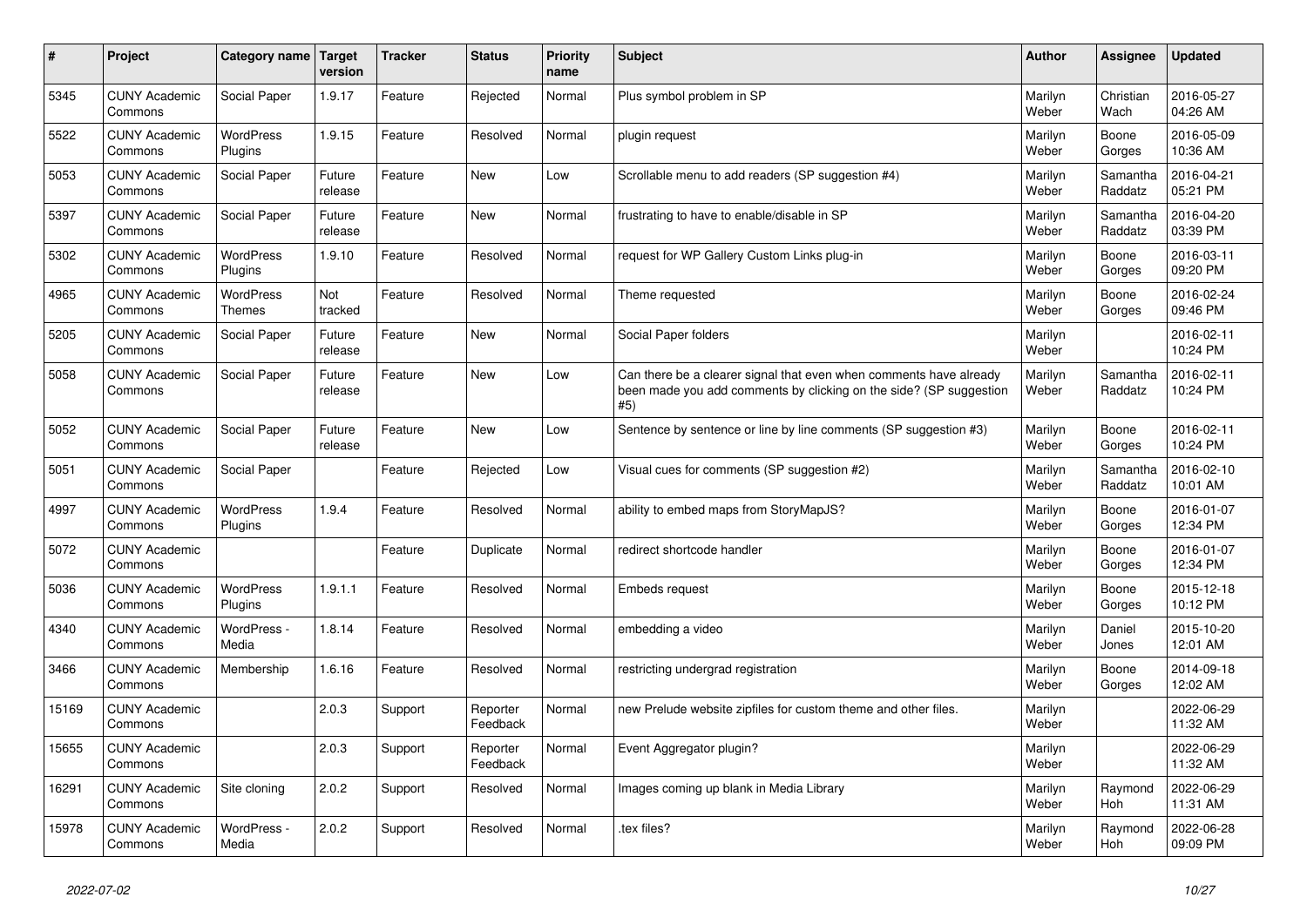| # | Project | Category name | Target version | Tracker | Status | Priority name | Subject | Author | Assignee | Updated |
|---|---|---|---|---|---|---|---|---|---|---|
| 5345 | CUNY Academic Commons | Social Paper | 1.9.17 | Feature | Rejected | Normal | Plus symbol problem in SP | Marilyn Weber | Christian Wach | 2016-05-27 04:26 AM |
| 5522 | CUNY Academic Commons | WordPress Plugins | 1.9.15 | Feature | Resolved | Normal | plugin request | Marilyn Weber | Boone Gorges | 2016-05-09 10:36 AM |
| 5053 | CUNY Academic Commons | Social Paper | Future release | Feature | New | Low | Scrollable menu to add readers (SP suggestion #4) | Marilyn Weber | Samantha Raddatz | 2016-04-21 05:21 PM |
| 5397 | CUNY Academic Commons | Social Paper | Future release | Feature | New | Normal | frustrating to have to enable/disable in SP | Marilyn Weber | Samantha Raddatz | 2016-04-20 03:39 PM |
| 5302 | CUNY Academic Commons | WordPress Plugins | 1.9.10 | Feature | Resolved | Normal | request for WP Gallery Custom Links plug-in | Marilyn Weber | Boone Gorges | 2016-03-11 09:20 PM |
| 4965 | CUNY Academic Commons | WordPress Themes | Not tracked | Feature | Resolved | Normal | Theme requested | Marilyn Weber | Boone Gorges | 2016-02-24 09:46 PM |
| 5205 | CUNY Academic Commons | Social Paper | Future release | Feature | New | Normal | Social Paper folders | Marilyn Weber | | 2016-02-11 10:24 PM |
| 5058 | CUNY Academic Commons | Social Paper | Future release | Feature | New | Low | Can there be a clearer signal that even when comments have already been made you add comments by clicking on the side? (SP suggestion #5) | Marilyn Weber | Samantha Raddatz | 2016-02-11 10:24 PM |
| 5052 | CUNY Academic Commons | Social Paper | Future release | Feature | New | Low | Sentence by sentence or line by line comments (SP suggestion #3) | Marilyn Weber | Boone Gorges | 2016-02-11 10:24 PM |
| 5051 | CUNY Academic Commons | Social Paper | | Feature | Rejected | Low | Visual cues for comments (SP suggestion #2) | Marilyn Weber | Samantha Raddatz | 2016-02-10 10:01 AM |
| 4997 | CUNY Academic Commons | WordPress Plugins | 1.9.4 | Feature | Resolved | Normal | ability to embed maps from StoryMapJS? | Marilyn Weber | Boone Gorges | 2016-01-07 12:34 PM |
| 5072 | CUNY Academic Commons | | | Feature | Duplicate | Normal | redirect shortcode handler | Marilyn Weber | Boone Gorges | 2016-01-07 12:34 PM |
| 5036 | CUNY Academic Commons | WordPress Plugins | 1.9.1.1 | Feature | Resolved | Normal | Embeds request | Marilyn Weber | Boone Gorges | 2015-12-18 10:12 PM |
| 4340 | CUNY Academic Commons | WordPress - Media | 1.8.14 | Feature | Resolved | Normal | embedding a video | Marilyn Weber | Daniel Jones | 2015-10-20 12:01 AM |
| 3466 | CUNY Academic Commons | Membership | 1.6.16 | Feature | Resolved | Normal | restricting undergrad registration | Marilyn Weber | Boone Gorges | 2014-09-18 12:02 AM |
| 15169 | CUNY Academic Commons | | 2.0.3 | Support | Reporter Feedback | Normal | new Prelude website zipfiles for custom theme and other files. | Marilyn Weber | | 2022-06-29 11:32 AM |
| 15655 | CUNY Academic Commons | | 2.0.3 | Support | Reporter Feedback | Normal | Event Aggregator plugin? | Marilyn Weber | | 2022-06-29 11:32 AM |
| 16291 | CUNY Academic Commons | Site cloning | 2.0.2 | Support | Resolved | Normal | Images coming up blank in Media Library | Marilyn Weber | Raymond Hoh | 2022-06-29 11:31 AM |
| 15978 | CUNY Academic Commons | WordPress - Media | 2.0.2 | Support | Resolved | Normal | .tex files? | Marilyn Weber | Raymond Hoh | 2022-06-28 09:09 PM |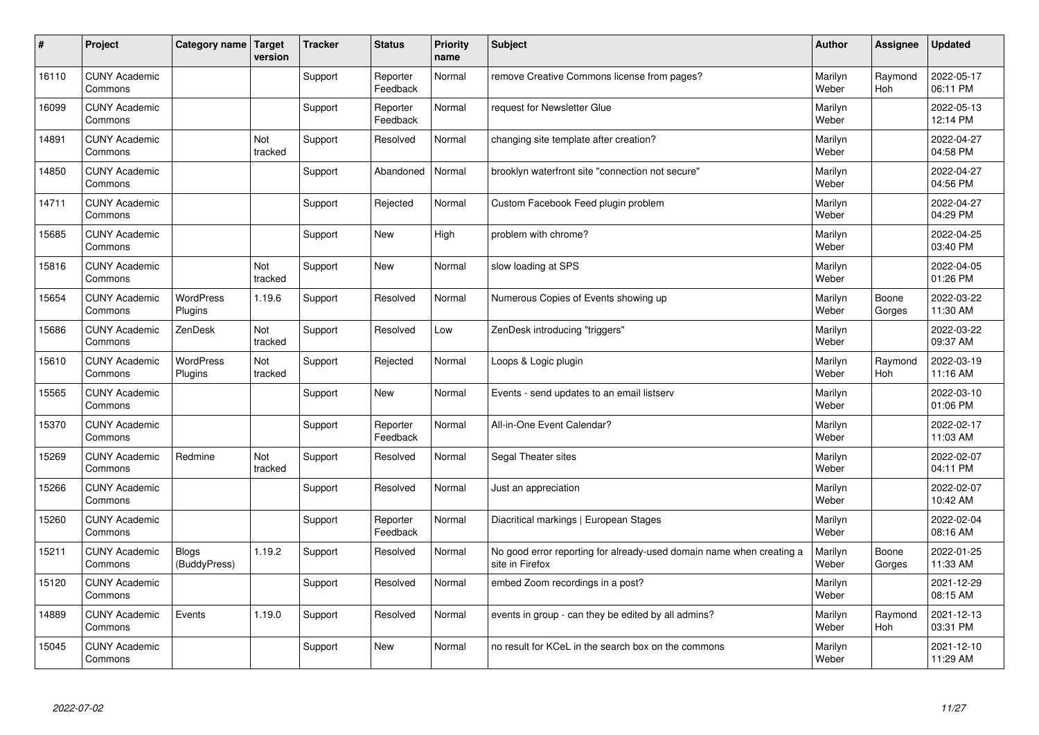| # | Project | Category name | Target version | Tracker | Status | Priority name | Subject | Author | Assignee | Updated |
|---|---|---|---|---|---|---|---|---|---|---|
| 16110 | CUNY Academic Commons | | | Support | Reporter Feedback | Normal | remove Creative Commons license from pages? | Marilyn Weber | Raymond Hoh | 2022-05-17 06:11 PM |
| 16099 | CUNY Academic Commons | | | Support | Reporter Feedback | Normal | request for Newsletter Glue | Marilyn Weber | | 2022-05-13 12:14 PM |
| 14891 | CUNY Academic Commons | | Not tracked | Support | Resolved | Normal | changing site template after creation? | Marilyn Weber | | 2022-04-27 04:58 PM |
| 14850 | CUNY Academic Commons | | | Support | Abandoned | Normal | brooklyn waterfront site "connection not secure" | Marilyn Weber | | 2022-04-27 04:56 PM |
| 14711 | CUNY Academic Commons | | | Support | Rejected | Normal | Custom Facebook Feed plugin problem | Marilyn Weber | | 2022-04-27 04:29 PM |
| 15685 | CUNY Academic Commons | | | Support | New | High | problem with chrome? | Marilyn Weber | | 2022-04-25 03:40 PM |
| 15816 | CUNY Academic Commons | | Not tracked | Support | New | Normal | slow loading at SPS | Marilyn Weber | | 2022-04-05 01:26 PM |
| 15654 | CUNY Academic Commons | WordPress Plugins | 1.19.6 | Support | Resolved | Normal | Numerous Copies of Events showing up | Marilyn Weber | Boone Gorges | 2022-03-22 11:30 AM |
| 15686 | CUNY Academic Commons | ZenDesk | Not tracked | Support | Resolved | Low | ZenDesk introducing "triggers" | Marilyn Weber | | 2022-03-22 09:37 AM |
| 15610 | CUNY Academic Commons | WordPress Plugins | Not tracked | Support | Rejected | Normal | Loops & Logic plugin | Marilyn Weber | Raymond Hoh | 2022-03-19 11:16 AM |
| 15565 | CUNY Academic Commons | | | Support | New | Normal | Events - send updates to an email listserv | Marilyn Weber | | 2022-03-10 01:06 PM |
| 15370 | CUNY Academic Commons | | | Support | Reporter Feedback | Normal | All-in-One Event Calendar? | Marilyn Weber | | 2022-02-17 11:03 AM |
| 15269 | CUNY Academic Commons | Redmine | Not tracked | Support | Resolved | Normal | Segal Theater sites | Marilyn Weber | | 2022-02-07 04:11 PM |
| 15266 | CUNY Academic Commons | | | Support | Resolved | Normal | Just an appreciation | Marilyn Weber | | 2022-02-07 10:42 AM |
| 15260 | CUNY Academic Commons | | | Support | Reporter Feedback | Normal | Diacritical markings \| European Stages | Marilyn Weber | | 2022-02-04 08:16 AM |
| 15211 | CUNY Academic Commons | Blogs (BuddyPress) | 1.19.2 | Support | Resolved | Normal | No good error reporting for already-used domain name when creating a site in Firefox | Marilyn Weber | Boone Gorges | 2022-01-25 11:33 AM |
| 15120 | CUNY Academic Commons | | | Support | Resolved | Normal | embed Zoom recordings in a post? | Marilyn Weber | | 2021-12-29 08:15 AM |
| 14889 | CUNY Academic Commons | Events | 1.19.0 | Support | Resolved | Normal | events in group - can they be edited by all admins? | Marilyn Weber | Raymond Hoh | 2021-12-13 03:31 PM |
| 15045 | CUNY Academic Commons | | | Support | New | Normal | no result for KCeL in the search box on the commons | Marilyn Weber | | 2021-12-10 11:29 AM |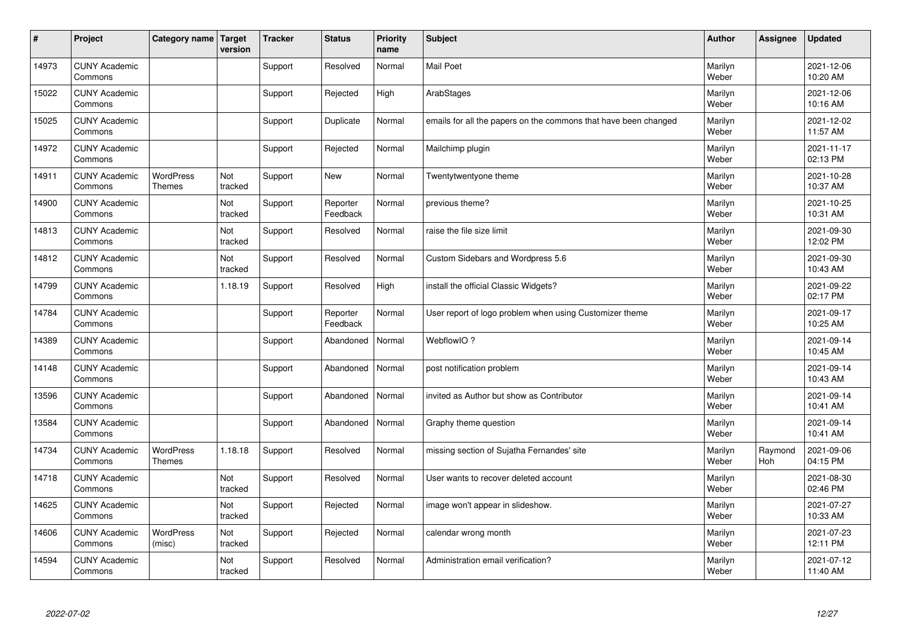| # | Project | Category name | Target version | Tracker | Status | Priority name | Subject | Author | Assignee | Updated |
|---|---|---|---|---|---|---|---|---|---|---|
| 14973 | CUNY Academic Commons | | | Support | Resolved | Normal | Mail Poet | Marilyn Weber | | 2021-12-06 10:20 AM |
| 15022 | CUNY Academic Commons | | | Support | Rejected | High | ArabStages | Marilyn Weber | | 2021-12-06 10:16 AM |
| 15025 | CUNY Academic Commons | | | Support | Duplicate | Normal | emails for all the papers on the commons that have been changed | Marilyn Weber | | 2021-12-02 11:57 AM |
| 14972 | CUNY Academic Commons | | | Support | Rejected | Normal | Mailchimp plugin | Marilyn Weber | | 2021-11-17 02:13 PM |
| 14911 | CUNY Academic Commons | WordPress Themes | Not tracked | Support | New | Normal | Twentytwentyone theme | Marilyn Weber | | 2021-10-28 10:37 AM |
| 14900 | CUNY Academic Commons | | Not tracked | Support | Reporter Feedback | Normal | previous theme? | Marilyn Weber | | 2021-10-25 10:31 AM |
| 14813 | CUNY Academic Commons | | Not tracked | Support | Resolved | Normal | raise the file size limit | Marilyn Weber | | 2021-09-30 12:02 PM |
| 14812 | CUNY Academic Commons | | Not tracked | Support | Resolved | Normal | Custom Sidebars and Wordpress 5.6 | Marilyn Weber | | 2021-09-30 10:43 AM |
| 14799 | CUNY Academic Commons | | 1.18.19 | Support | Resolved | High | install the official Classic Widgets? | Marilyn Weber | | 2021-09-22 02:17 PM |
| 14784 | CUNY Academic Commons | | | Support | Reporter Feedback | Normal | User report of logo problem when using Customizer theme | Marilyn Weber | | 2021-09-17 10:25 AM |
| 14389 | CUNY Academic Commons | | | Support | Abandoned | Normal | WebflowIO ? | Marilyn Weber | | 2021-09-14 10:45 AM |
| 14148 | CUNY Academic Commons | | | Support | Abandoned | Normal | post notification problem | Marilyn Weber | | 2021-09-14 10:43 AM |
| 13596 | CUNY Academic Commons | | | Support | Abandoned | Normal | invited as Author but show as Contributor | Marilyn Weber | | 2021-09-14 10:41 AM |
| 13584 | CUNY Academic Commons | | | Support | Abandoned | Normal | Graphy theme question | Marilyn Weber | | 2021-09-14 10:41 AM |
| 14734 | CUNY Academic Commons | WordPress Themes | 1.18.18 | Support | Resolved | Normal | missing section of Sujatha Fernandes' site | Marilyn Weber | Raymond Hoh | 2021-09-06 04:15 PM |
| 14718 | CUNY Academic Commons | | Not tracked | Support | Resolved | Normal | User wants to recover deleted account | Marilyn Weber | | 2021-08-30 02:46 PM |
| 14625 | CUNY Academic Commons | | Not tracked | Support | Rejected | Normal | image won't appear in slideshow. | Marilyn Weber | | 2021-07-27 10:33 AM |
| 14606 | CUNY Academic Commons | WordPress (misc) | Not tracked | Support | Rejected | Normal | calendar wrong month | Marilyn Weber | | 2021-07-23 12:11 PM |
| 14594 | CUNY Academic Commons | | Not tracked | Support | Resolved | Normal | Administration email verification? | Marilyn Weber | | 2021-07-12 11:40 AM |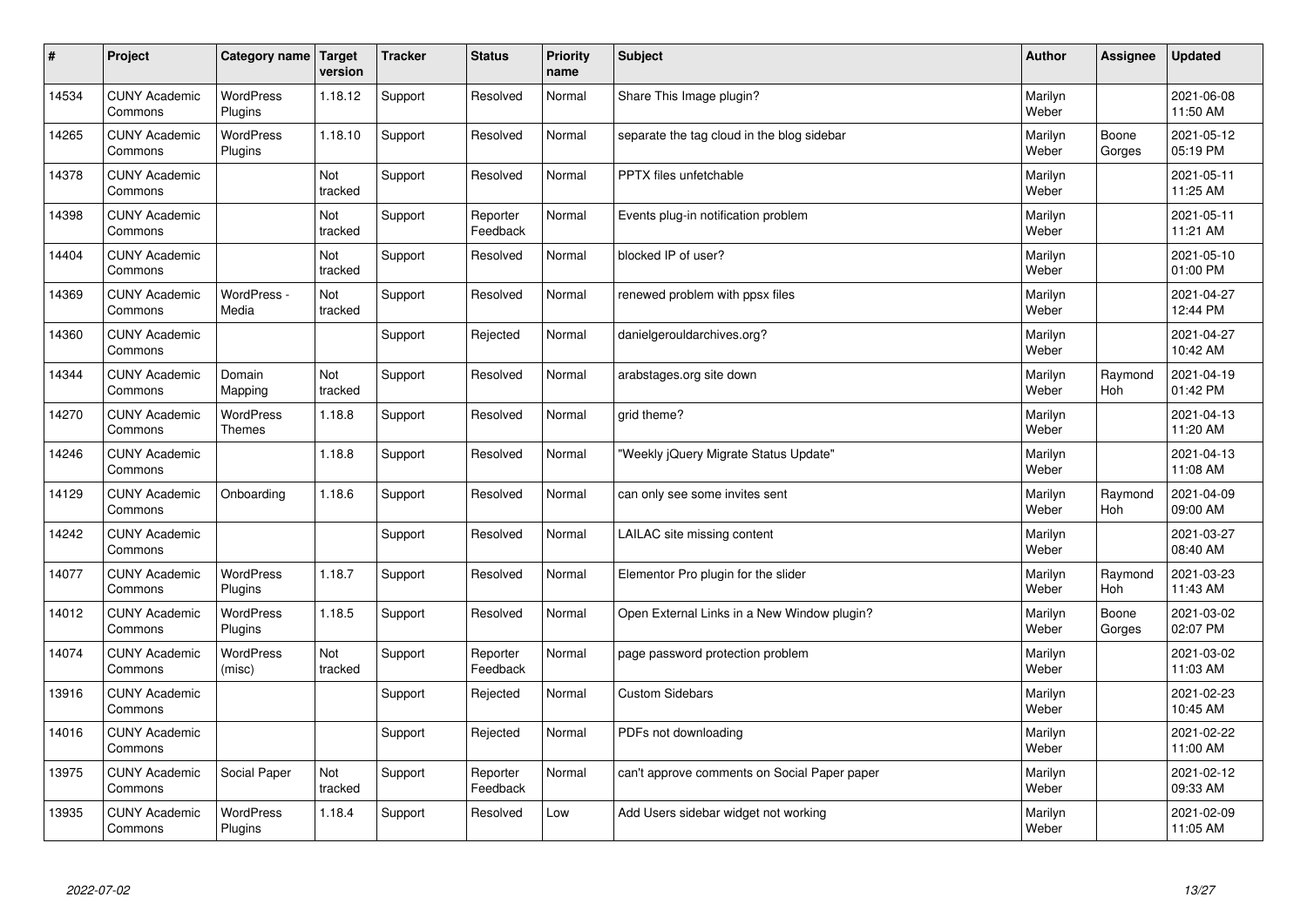| # | Project | Category name | Target version | Tracker | Status | Priority name | Subject | Author | Assignee | Updated |
|---|---|---|---|---|---|---|---|---|---|---|
| 14534 | CUNY Academic Commons | WordPress Plugins | 1.18.12 | Support | Resolved | Normal | Share This Image plugin? | Marilyn Weber | | 2021-06-08 11:50 AM |
| 14265 | CUNY Academic Commons | WordPress Plugins | 1.18.10 | Support | Resolved | Normal | separate the tag cloud in the blog sidebar | Marilyn Weber | Boone Gorges | 2021-05-12 05:19 PM |
| 14378 | CUNY Academic Commons | | Not tracked | Support | Resolved | Normal | PPTX files unfetchable | Marilyn Weber | | 2021-05-11 11:25 AM |
| 14398 | CUNY Academic Commons | | Not tracked | Support | Reporter Feedback | Normal | Events plug-in notification problem | Marilyn Weber | | 2021-05-11 11:21 AM |
| 14404 | CUNY Academic Commons | | Not tracked | Support | Resolved | Normal | blocked IP of user? | Marilyn Weber | | 2021-05-10 01:00 PM |
| 14369 | CUNY Academic Commons | WordPress - Media | Not tracked | Support | Resolved | Normal | renewed problem with ppsx files | Marilyn Weber | | 2021-04-27 12:44 PM |
| 14360 | CUNY Academic Commons | | | Support | Rejected | Normal | danielgerouldarchives.org? | Marilyn Weber | | 2021-04-27 10:42 AM |
| 14344 | CUNY Academic Commons | Domain Mapping | Not tracked | Support | Resolved | Normal | arabstages.org site down | Marilyn Weber | Raymond Hoh | 2021-04-19 01:42 PM |
| 14270 | CUNY Academic Commons | WordPress Themes | 1.18.8 | Support | Resolved | Normal | grid theme? | Marilyn Weber | | 2021-04-13 11:20 AM |
| 14246 | CUNY Academic Commons | | 1.18.8 | Support | Resolved | Normal | "Weekly jQuery Migrate Status Update" | Marilyn Weber | | 2021-04-13 11:08 AM |
| 14129 | CUNY Academic Commons | Onboarding | 1.18.6 | Support | Resolved | Normal | can only see some invites sent | Marilyn Weber | Raymond Hoh | 2021-04-09 09:00 AM |
| 14242 | CUNY Academic Commons | | | Support | Resolved | Normal | LAILAC site missing content | Marilyn Weber | | 2021-03-27 08:40 AM |
| 14077 | CUNY Academic Commons | WordPress Plugins | 1.18.7 | Support | Resolved | Normal | Elementor Pro plugin for the slider | Marilyn Weber | Raymond Hoh | 2021-03-23 11:43 AM |
| 14012 | CUNY Academic Commons | WordPress Plugins | 1.18.5 | Support | Resolved | Normal | Open External Links in a New Window plugin? | Marilyn Weber | Boone Gorges | 2021-03-02 02:07 PM |
| 14074 | CUNY Academic Commons | WordPress (misc) | Not tracked | Support | Reporter Feedback | Normal | page password protection problem | Marilyn Weber | | 2021-03-02 11:03 AM |
| 13916 | CUNY Academic Commons | | | Support | Rejected | Normal | Custom Sidebars | Marilyn Weber | | 2021-02-23 10:45 AM |
| 14016 | CUNY Academic Commons | | | Support | Rejected | Normal | PDFs not downloading | Marilyn Weber | | 2021-02-22 11:00 AM |
| 13975 | CUNY Academic Commons | Social Paper | Not tracked | Support | Reporter Feedback | Normal | can't approve comments on Social Paper paper | Marilyn Weber | | 2021-02-12 09:33 AM |
| 13935 | CUNY Academic Commons | WordPress Plugins | 1.18.4 | Support | Resolved | Low | Add Users sidebar widget not working | Marilyn Weber | | 2021-02-09 11:05 AM |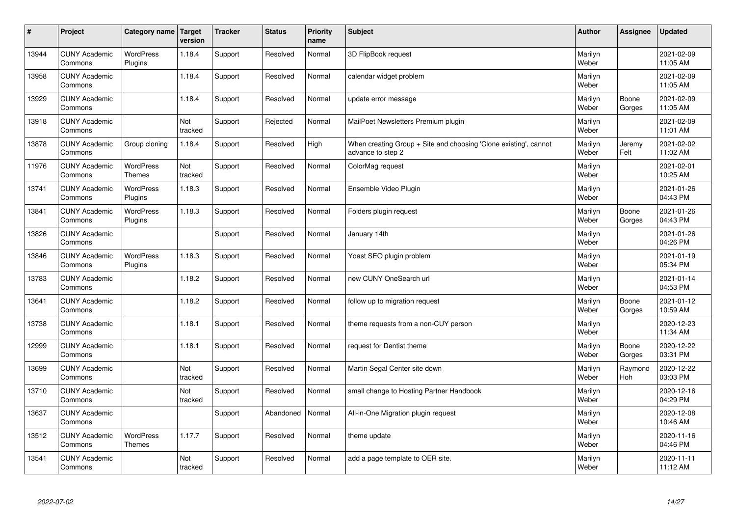| # | Project | Category name | Target version | Tracker | Status | Priority name | Subject | Author | Assignee | Updated |
|---|---|---|---|---|---|---|---|---|---|---|
| 13944 | CUNY Academic Commons | WordPress Plugins | 1.18.4 | Support | Resolved | Normal | 3D FlipBook request | Marilyn Weber | | 2021-02-09 11:05 AM |
| 13958 | CUNY Academic Commons | | 1.18.4 | Support | Resolved | Normal | calendar widget problem | Marilyn Weber | | 2021-02-09 11:05 AM |
| 13929 | CUNY Academic Commons | | 1.18.4 | Support | Resolved | Normal | update error message | Marilyn Weber | Boone Gorges | 2021-02-09 11:05 AM |
| 13918 | CUNY Academic Commons | | Not tracked | Support | Rejected | Normal | MailPoet Newsletters Premium plugin | Marilyn Weber | | 2021-02-09 11:01 AM |
| 13878 | CUNY Academic Commons | Group cloning | 1.18.4 | Support | Resolved | High | When creating Group + Site and choosing 'Clone existing', cannot advance to step 2 | Marilyn Weber | Jeremy Felt | 2021-02-02 11:02 AM |
| 11976 | CUNY Academic Commons | WordPress Themes | Not tracked | Support | Resolved | Normal | ColorMag request | Marilyn Weber | | 2021-02-01 10:25 AM |
| 13741 | CUNY Academic Commons | WordPress Plugins | 1.18.3 | Support | Resolved | Normal | Ensemble Video Plugin | Marilyn Weber | | 2021-01-26 04:43 PM |
| 13841 | CUNY Academic Commons | WordPress Plugins | 1.18.3 | Support | Resolved | Normal | Folders plugin request | Marilyn Weber | Boone Gorges | 2021-01-26 04:43 PM |
| 13826 | CUNY Academic Commons | | | Support | Resolved | Normal | January 14th | Marilyn Weber | | 2021-01-26 04:26 PM |
| 13846 | CUNY Academic Commons | WordPress Plugins | 1.18.3 | Support | Resolved | Normal | Yoast SEO plugin problem | Marilyn Weber | | 2021-01-19 05:34 PM |
| 13783 | CUNY Academic Commons | | 1.18.2 | Support | Resolved | Normal | new CUNY OneSearch url | Marilyn Weber | | 2021-01-14 04:53 PM |
| 13641 | CUNY Academic Commons | | 1.18.2 | Support | Resolved | Normal | follow up to migration request | Marilyn Weber | Boone Gorges | 2021-01-12 10:59 AM |
| 13738 | CUNY Academic Commons | | 1.18.1 | Support | Resolved | Normal | theme requests from a non-CUY person | Marilyn Weber | | 2020-12-23 11:34 AM |
| 12999 | CUNY Academic Commons | | 1.18.1 | Support | Resolved | Normal | request for Dentist theme | Marilyn Weber | Boone Gorges | 2020-12-22 03:31 PM |
| 13699 | CUNY Academic Commons | | Not tracked | Support | Resolved | Normal | Martin Segal Center site down | Marilyn Weber | Raymond Hoh | 2020-12-22 03:03 PM |
| 13710 | CUNY Academic Commons | | Not tracked | Support | Resolved | Normal | small change to Hosting Partner Handbook | Marilyn Weber | | 2020-12-16 04:29 PM |
| 13637 | CUNY Academic Commons | | | Support | Abandoned | Normal | All-in-One Migration plugin request | Marilyn Weber | | 2020-12-08 10:46 AM |
| 13512 | CUNY Academic Commons | WordPress Themes | 1.17.7 | Support | Resolved | Normal | theme update | Marilyn Weber | | 2020-11-16 04:46 PM |
| 13541 | CUNY Academic Commons | | Not tracked | Support | Resolved | Normal | add a page template to OER site. | Marilyn Weber | | 2020-11-11 11:12 AM |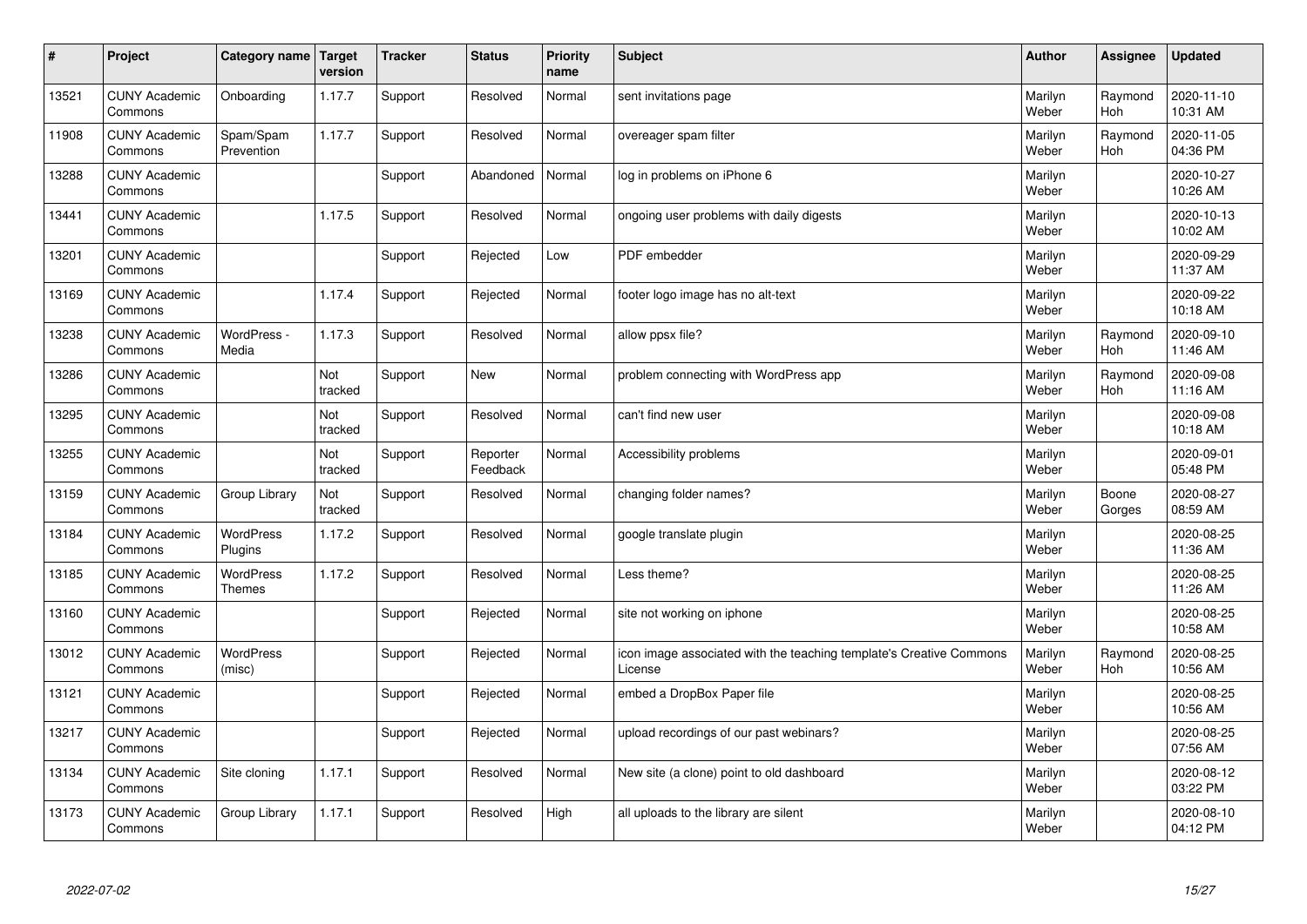| # | Project | Category name | Target version | Tracker | Status | Priority name | Subject | Author | Assignee | Updated |
|---|---|---|---|---|---|---|---|---|---|---|
| 13521 | CUNY Academic Commons | Onboarding | 1.17.7 | Support | Resolved | Normal | sent invitations page | Marilyn Weber | Raymond Hoh | 2020-11-10 10:31 AM |
| 11908 | CUNY Academic Commons | Spam/Spam Prevention | 1.17.7 | Support | Resolved | Normal | overeager spam filter | Marilyn Weber | Raymond Hoh | 2020-11-05 04:36 PM |
| 13288 | CUNY Academic Commons | | | Support | Abandoned | Normal | log in problems on iPhone 6 | Marilyn Weber | | 2020-10-27 10:26 AM |
| 13441 | CUNY Academic Commons | | 1.17.5 | Support | Resolved | Normal | ongoing user problems with daily digests | Marilyn Weber | | 2020-10-13 10:02 AM |
| 13201 | CUNY Academic Commons | | | Support | Rejected | Low | PDF embedder | Marilyn Weber | | 2020-09-29 11:37 AM |
| 13169 | CUNY Academic Commons | | 1.17.4 | Support | Rejected | Normal | footer logo image has no alt-text | Marilyn Weber | | 2020-09-22 10:18 AM |
| 13238 | CUNY Academic Commons | WordPress - Media | 1.17.3 | Support | Resolved | Normal | allow ppsx file? | Marilyn Weber | Raymond Hoh | 2020-09-10 11:46 AM |
| 13286 | CUNY Academic Commons | | Not tracked | Support | New | Normal | problem connecting with WordPress app | Marilyn Weber | Raymond Hoh | 2020-09-08 11:16 AM |
| 13295 | CUNY Academic Commons | | Not tracked | Support | Resolved | Normal | can't find new user | Marilyn Weber | | 2020-09-08 10:18 AM |
| 13255 | CUNY Academic Commons | | Not tracked | Support | Reporter Feedback | Normal | Accessibility problems | Marilyn Weber | | 2020-09-01 05:48 PM |
| 13159 | CUNY Academic Commons | Group Library | Not tracked | Support | Resolved | Normal | changing folder names? | Marilyn Weber | Boone Gorges | 2020-08-27 08:59 AM |
| 13184 | CUNY Academic Commons | WordPress Plugins | 1.17.2 | Support | Resolved | Normal | google translate plugin | Marilyn Weber | | 2020-08-25 11:36 AM |
| 13185 | CUNY Academic Commons | WordPress Themes | 1.17.2 | Support | Resolved | Normal | Less theme? | Marilyn Weber | | 2020-08-25 11:26 AM |
| 13160 | CUNY Academic Commons | | | Support | Rejected | Normal | site not working on iphone | Marilyn Weber | | 2020-08-25 10:58 AM |
| 13012 | CUNY Academic Commons | WordPress (misc) | | Support | Rejected | Normal | icon image associated with the teaching template's Creative Commons License | Marilyn Weber | Raymond Hoh | 2020-08-25 10:56 AM |
| 13121 | CUNY Academic Commons | | | Support | Rejected | Normal | embed a DropBox Paper file | Marilyn Weber | | 2020-08-25 10:56 AM |
| 13217 | CUNY Academic Commons | | | Support | Rejected | Normal | upload recordings of our past webinars? | Marilyn Weber | | 2020-08-25 07:56 AM |
| 13134 | CUNY Academic Commons | Site cloning | 1.17.1 | Support | Resolved | Normal | New site (a clone) point to old dashboard | Marilyn Weber | | 2020-08-12 03:22 PM |
| 13173 | CUNY Academic Commons | Group Library | 1.17.1 | Support | Resolved | High | all uploads to the library are silent | Marilyn Weber | | 2020-08-10 04:12 PM |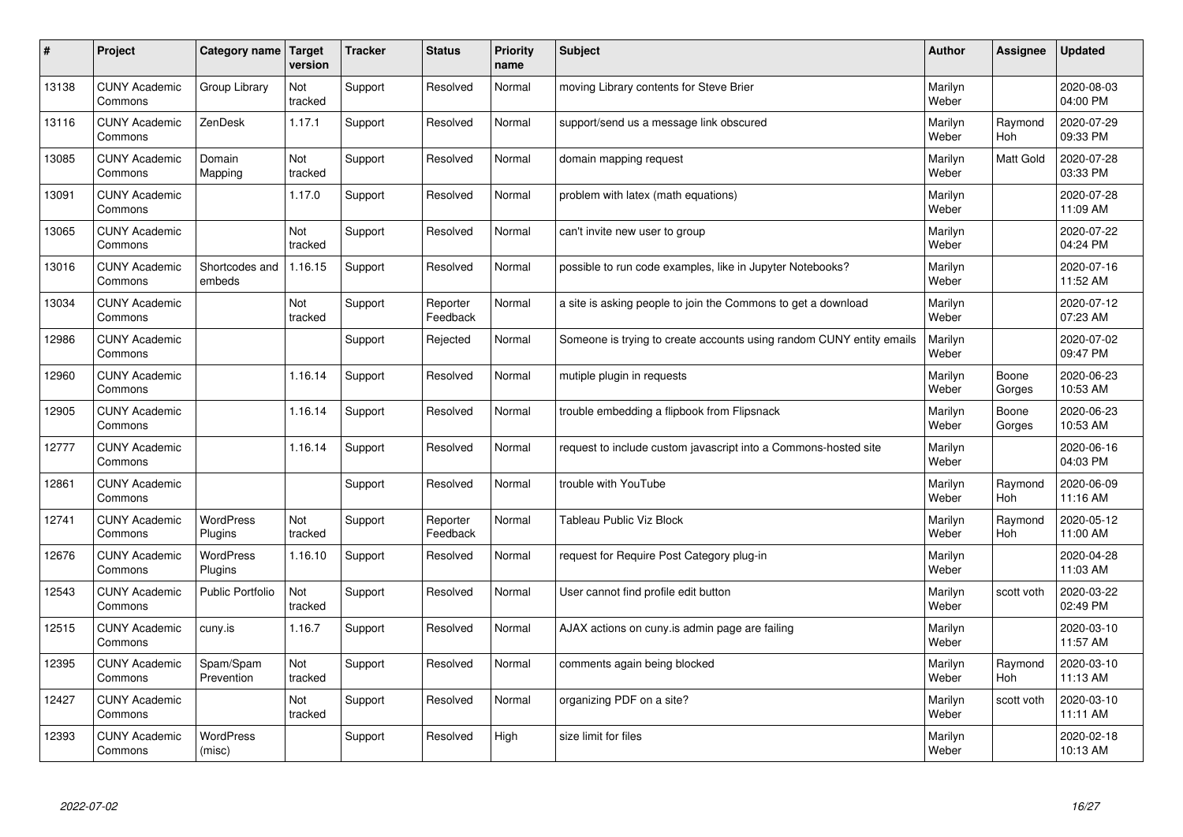| # | Project | Category name | Target version | Tracker | Status | Priority name | Subject | Author | Assignee | Updated |
|---|---|---|---|---|---|---|---|---|---|---|
| 13138 | CUNY Academic Commons | Group Library | Not tracked | Support | Resolved | Normal | moving Library contents for Steve Brier | Marilyn Weber | | 2020-08-03 04:00 PM |
| 13116 | CUNY Academic Commons | ZenDesk | 1.17.1 | Support | Resolved | Normal | support/send us a message link obscured | Marilyn Weber | Raymond Hoh | 2020-07-29 09:33 PM |
| 13085 | CUNY Academic Commons | Domain Mapping | Not tracked | Support | Resolved | Normal | domain mapping request | Marilyn Weber | Matt Gold | 2020-07-28 03:33 PM |
| 13091 | CUNY Academic Commons | | 1.17.0 | Support | Resolved | Normal | problem with latex (math equations) | Marilyn Weber | | 2020-07-28 11:09 AM |
| 13065 | CUNY Academic Commons | | Not tracked | Support | Resolved | Normal | can't invite new user to group | Marilyn Weber | | 2020-07-22 04:24 PM |
| 13016 | CUNY Academic Commons | Shortcodes and embeds | 1.16.15 | Support | Resolved | Normal | possible to run code examples, like in Jupyter Notebooks? | Marilyn Weber | | 2020-07-16 11:52 AM |
| 13034 | CUNY Academic Commons | | Not tracked | Support | Reporter Feedback | Normal | a site is asking people to join the Commons to get a download | Marilyn Weber | | 2020-07-12 07:23 AM |
| 12986 | CUNY Academic Commons | | | Support | Rejected | Normal | Someone is trying to create accounts using random CUNY entity emails | Marilyn Weber | | 2020-07-02 09:47 PM |
| 12960 | CUNY Academic Commons | | 1.16.14 | Support | Resolved | Normal | mutiple plugin in requests | Marilyn Weber | Boone Gorges | 2020-06-23 10:53 AM |
| 12905 | CUNY Academic Commons | | 1.16.14 | Support | Resolved | Normal | trouble embedding a flipbook from Flipsnack | Marilyn Weber | Boone Gorges | 2020-06-23 10:53 AM |
| 12777 | CUNY Academic Commons | | 1.16.14 | Support | Resolved | Normal | request to include custom javascript into a Commons-hosted site | Marilyn Weber | | 2020-06-16 04:03 PM |
| 12861 | CUNY Academic Commons | | | Support | Resolved | Normal | trouble with YouTube | Marilyn Weber | Raymond Hoh | 2020-06-09 11:16 AM |
| 12741 | CUNY Academic Commons | WordPress Plugins | Not tracked | Support | Reporter Feedback | Normal | Tableau Public Viz Block | Marilyn Weber | Raymond Hoh | 2020-05-12 11:00 AM |
| 12676 | CUNY Academic Commons | WordPress Plugins | 1.16.10 | Support | Resolved | Normal | request for Require Post Category plug-in | Marilyn Weber | | 2020-04-28 11:03 AM |
| 12543 | CUNY Academic Commons | Public Portfolio | Not tracked | Support | Resolved | Normal | User cannot find profile edit button | Marilyn Weber | scott voth | 2020-03-22 02:49 PM |
| 12515 | CUNY Academic Commons | cuny.is | 1.16.7 | Support | Resolved | Normal | AJAX actions on cuny.is admin page are failing | Marilyn Weber | | 2020-03-10 11:57 AM |
| 12395 | CUNY Academic Commons | Spam/Spam Prevention | Not tracked | Support | Resolved | Normal | comments again being blocked | Marilyn Weber | Raymond Hoh | 2020-03-10 11:13 AM |
| 12427 | CUNY Academic Commons | | Not tracked | Support | Resolved | Normal | organizing PDF on a site? | Marilyn Weber | scott voth | 2020-03-10 11:11 AM |
| 12393 | CUNY Academic Commons | WordPress (misc) | | Support | Resolved | High | size limit for files | Marilyn Weber | | 2020-02-18 10:13 AM |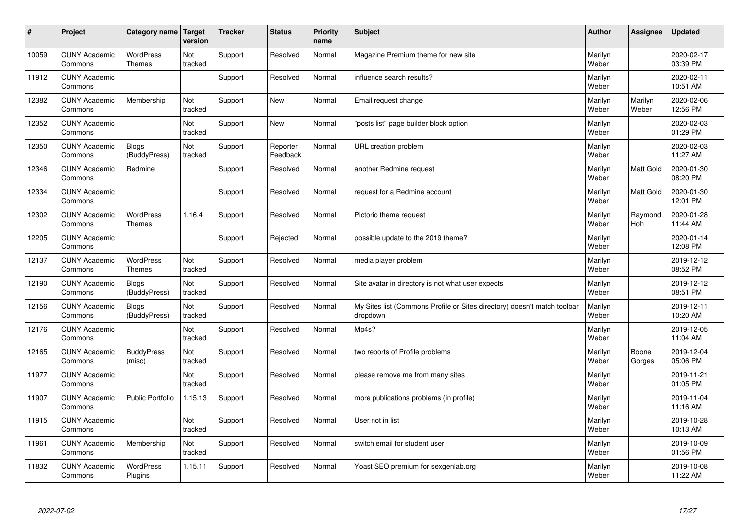| # | Project | Category name | Target version | Tracker | Status | Priority name | Subject | Author | Assignee | Updated |
|---|---|---|---|---|---|---|---|---|---|---|
| 10059 | CUNY Academic Commons | WordPress Themes | Not tracked | Support | Resolved | Normal | Magazine Premium theme for new site | Marilyn Weber | | 2020-02-17 03:39 PM |
| 11912 | CUNY Academic Commons | | | Support | Resolved | Normal | influence search results? | Marilyn Weber | | 2020-02-11 10:51 AM |
| 12382 | CUNY Academic Commons | Membership | Not tracked | Support | New | Normal | Email request change | Marilyn Weber | Marilyn Weber | 2020-02-06 12:56 PM |
| 12352 | CUNY Academic Commons | | Not tracked | Support | New | Normal | "posts list" page builder block option | Marilyn Weber | | 2020-02-03 01:29 PM |
| 12350 | CUNY Academic Commons | Blogs (BuddyPress) | Not tracked | Support | Reporter Feedback | Normal | URL creation problem | Marilyn Weber | | 2020-02-03 11:27 AM |
| 12346 | CUNY Academic Commons | Redmine | | Support | Resolved | Normal | another Redmine request | Marilyn Weber | Matt Gold | 2020-01-30 08:20 PM |
| 12334 | CUNY Academic Commons | | | Support | Resolved | Normal | request for a Redmine account | Marilyn Weber | Matt Gold | 2020-01-30 12:01 PM |
| 12302 | CUNY Academic Commons | WordPress Themes | 1.16.4 | Support | Resolved | Normal | Pictorio theme request | Marilyn Weber | Raymond Hoh | 2020-01-28 11:44 AM |
| 12205 | CUNY Academic Commons | | | Support | Rejected | Normal | possible update to the 2019 theme? | Marilyn Weber | | 2020-01-14 12:08 PM |
| 12137 | CUNY Academic Commons | WordPress Themes | Not tracked | Support | Resolved | Normal | media player problem | Marilyn Weber | | 2019-12-12 08:52 PM |
| 12190 | CUNY Academic Commons | Blogs (BuddyPress) | Not tracked | Support | Resolved | Normal | Site avatar in directory is not what user expects | Marilyn Weber | | 2019-12-12 08:51 PM |
| 12156 | CUNY Academic Commons | Blogs (BuddyPress) | Not tracked | Support | Resolved | Normal | My Sites list (Commons Profile or Sites directory) doesn't match toolbar dropdown | Marilyn Weber | | 2019-12-11 10:20 AM |
| 12176 | CUNY Academic Commons | | Not tracked | Support | Resolved | Normal | Mp4s? | Marilyn Weber | | 2019-12-05 11:04 AM |
| 12165 | CUNY Academic Commons | BuddyPress (misc) | Not tracked | Support | Resolved | Normal | two reports of Profile problems | Marilyn Weber | Boone Gorges | 2019-12-04 05:06 PM |
| 11977 | CUNY Academic Commons | | Not tracked | Support | Resolved | Normal | please remove me from many sites | Marilyn Weber | | 2019-11-21 01:05 PM |
| 11907 | CUNY Academic Commons | Public Portfolio | 1.15.13 | Support | Resolved | Normal | more publications problems (in profile) | Marilyn Weber | | 2019-11-04 11:16 AM |
| 11915 | CUNY Academic Commons | | Not tracked | Support | Resolved | Normal | User not in list | Marilyn Weber | | 2019-10-28 10:13 AM |
| 11961 | CUNY Academic Commons | Membership | Not tracked | Support | Resolved | Normal | switch email for student user | Marilyn Weber | | 2019-10-09 01:56 PM |
| 11832 | CUNY Academic Commons | WordPress Plugins | 1.15.11 | Support | Resolved | Normal | Yoast SEO premium for sexgenlab.org | Marilyn Weber | | 2019-10-08 11:22 AM |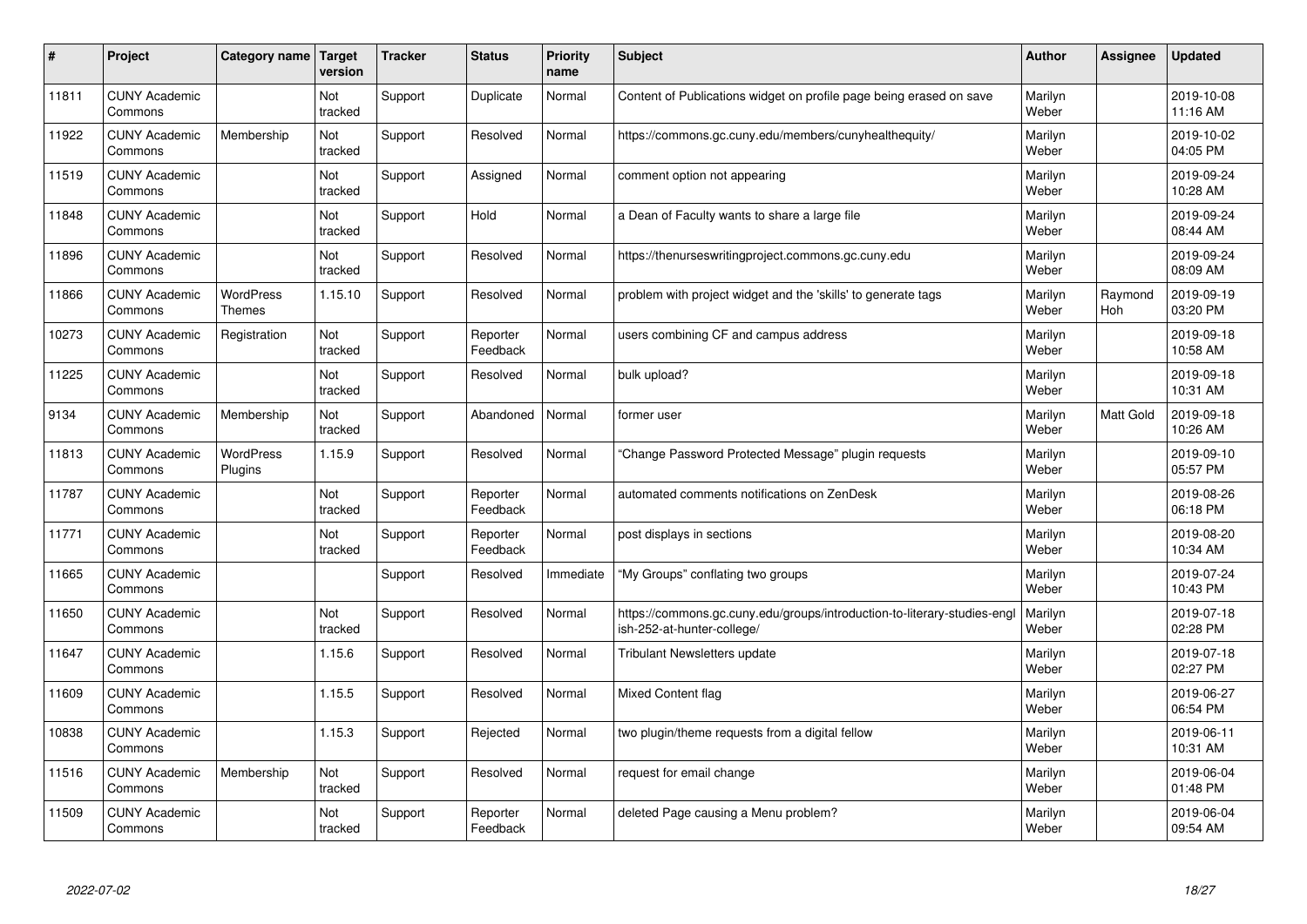| # | Project | Category name | Target version | Tracker | Status | Priority name | Subject | Author | Assignee | Updated |
|---|---|---|---|---|---|---|---|---|---|---|
| 11811 | CUNY Academic Commons | | Not tracked | Support | Duplicate | Normal | Content of Publications widget on profile page being erased on save | Marilyn Weber | | 2019-10-08 11:16 AM |
| 11922 | CUNY Academic Commons | Membership | Not tracked | Support | Resolved | Normal | https://commons.gc.cuny.edu/members/cunyhealthequity/ | Marilyn Weber | | 2019-10-02 04:05 PM |
| 11519 | CUNY Academic Commons | | Not tracked | Support | Assigned | Normal | comment option not appearing | Marilyn Weber | | 2019-09-24 10:28 AM |
| 11848 | CUNY Academic Commons | | Not tracked | Support | Hold | Normal | a Dean of Faculty wants to share a large file | Marilyn Weber | | 2019-09-24 08:44 AM |
| 11896 | CUNY Academic Commons | | Not tracked | Support | Resolved | Normal | https://thenurseswritingproject.commons.gc.cuny.edu | Marilyn Weber | | 2019-09-24 08:09 AM |
| 11866 | CUNY Academic Commons | WordPress Themes | 1.15.10 | Support | Resolved | Normal | problem with project widget and the 'skills' to generate tags | Marilyn Weber | Raymond Hoh | 2019-09-19 03:20 PM |
| 10273 | CUNY Academic Commons | Registration | Not tracked | Support | Reporter Feedback | Normal | users combining CF and campus address | Marilyn Weber | | 2019-09-18 10:58 AM |
| 11225 | CUNY Academic Commons | | Not tracked | Support | Resolved | Normal | bulk upload? | Marilyn Weber | | 2019-09-18 10:31 AM |
| 9134 | CUNY Academic Commons | Membership | Not tracked | Support | Abandoned | Normal | former user | Marilyn Weber | Matt Gold | 2019-09-18 10:26 AM |
| 11813 | CUNY Academic Commons | WordPress Plugins | 1.15.9 | Support | Resolved | Normal | "Change Password Protected Message" plugin requests | Marilyn Weber | | 2019-09-10 05:57 PM |
| 11787 | CUNY Academic Commons | | Not tracked | Support | Reporter Feedback | Normal | automated comments notifications on ZenDesk | Marilyn Weber | | 2019-08-26 06:18 PM |
| 11771 | CUNY Academic Commons | | Not tracked | Support | Reporter Feedback | Normal | post displays in sections | Marilyn Weber | | 2019-08-20 10:34 AM |
| 11665 | CUNY Academic Commons | | | Support | Resolved | Immediate | "My Groups" conflating two groups | Marilyn Weber | | 2019-07-24 10:43 PM |
| 11650 | CUNY Academic Commons | | Not tracked | Support | Resolved | Normal | https://commons.gc.cuny.edu/groups/introduction-to-literary-studies-english-252-at-hunter-college/ | Marilyn Weber | | 2019-07-18 02:28 PM |
| 11647 | CUNY Academic Commons | | 1.15.6 | Support | Resolved | Normal | Tribulant Newsletters update | Marilyn Weber | | 2019-07-18 02:27 PM |
| 11609 | CUNY Academic Commons | | 1.15.5 | Support | Resolved | Normal | Mixed Content flag | Marilyn Weber | | 2019-06-27 06:54 PM |
| 10838 | CUNY Academic Commons | | 1.15.3 | Support | Rejected | Normal | two plugin/theme requests from a digital fellow | Marilyn Weber | | 2019-06-11 10:31 AM |
| 11516 | CUNY Academic Commons | Membership | Not tracked | Support | Resolved | Normal | request for email change | Marilyn Weber | | 2019-06-04 01:48 PM |
| 11509 | CUNY Academic Commons | | Not tracked | Support | Reporter Feedback | Normal | deleted Page causing a Menu problem? | Marilyn Weber | | 2019-06-04 09:54 AM |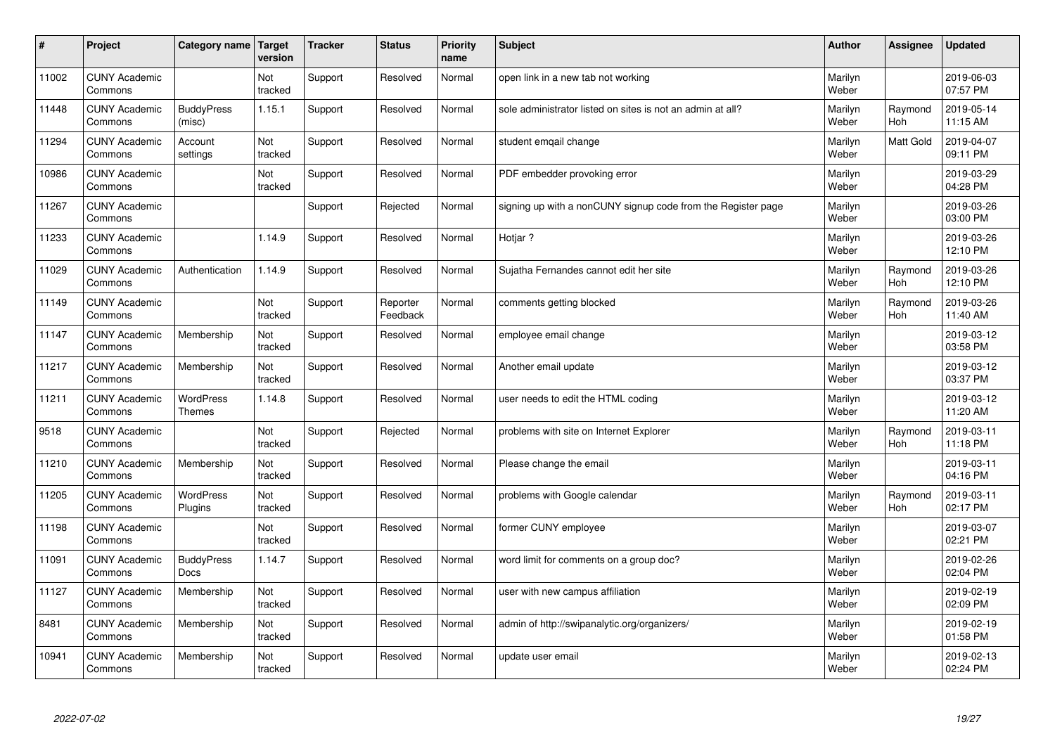| # | Project | Category name | Target version | Tracker | Status | Priority name | Subject | Author | Assignee | Updated |
|---|---|---|---|---|---|---|---|---|---|---|
| 11002 | CUNY Academic Commons | | Not tracked | Support | Resolved | Normal | open link in a new tab not working | Marilyn Weber | | 2019-06-03 07:57 PM |
| 11448 | CUNY Academic Commons | BuddyPress (misc) | 1.15.1 | Support | Resolved | Normal | sole administrator listed on sites is not an admin at all? | Marilyn Weber | Raymond Hoh | 2019-05-14 11:15 AM |
| 11294 | CUNY Academic Commons | Account settings | Not tracked | Support | Resolved | Normal | student emqail change | Marilyn Weber | Matt Gold | 2019-04-07 09:11 PM |
| 10986 | CUNY Academic Commons | | Not tracked | Support | Resolved | Normal | PDF embedder provoking error | Marilyn Weber | | 2019-03-29 04:28 PM |
| 11267 | CUNY Academic Commons | | | Support | Rejected | Normal | signing up with a nonCUNY signup code from the Register page | Marilyn Weber | | 2019-03-26 03:00 PM |
| 11233 | CUNY Academic Commons | | 1.14.9 | Support | Resolved | Normal | Hotjar ? | Marilyn Weber | | 2019-03-26 12:10 PM |
| 11029 | CUNY Academic Commons | Authentication | 1.14.9 | Support | Resolved | Normal | Sujatha Fernandes cannot edit her site | Marilyn Weber | Raymond Hoh | 2019-03-26 12:10 PM |
| 11149 | CUNY Academic Commons | | Not tracked | Support | Reporter Feedback | Normal | comments getting blocked | Marilyn Weber | Raymond Hoh | 2019-03-26 11:40 AM |
| 11147 | CUNY Academic Commons | Membership | Not tracked | Support | Resolved | Normal | employee email change | Marilyn Weber | | 2019-03-12 03:58 PM |
| 11217 | CUNY Academic Commons | Membership | Not tracked | Support | Resolved | Normal | Another email update | Marilyn Weber | | 2019-03-12 03:37 PM |
| 11211 | CUNY Academic Commons | WordPress Themes | 1.14.8 | Support | Resolved | Normal | user needs to edit the HTML coding | Marilyn Weber | | 2019-03-12 11:20 AM |
| 9518 | CUNY Academic Commons | | Not tracked | Support | Rejected | Normal | problems with site on Internet Explorer | Marilyn Weber | Raymond Hoh | 2019-03-11 11:18 PM |
| 11210 | CUNY Academic Commons | Membership | Not tracked | Support | Resolved | Normal | Please change the email | Marilyn Weber | | 2019-03-11 04:16 PM |
| 11205 | CUNY Academic Commons | WordPress Plugins | Not tracked | Support | Resolved | Normal | problems with Google calendar | Marilyn Weber | Raymond Hoh | 2019-03-11 02:17 PM |
| 11198 | CUNY Academic Commons | | Not tracked | Support | Resolved | Normal | former CUNY employee | Marilyn Weber | | 2019-03-07 02:21 PM |
| 11091 | CUNY Academic Commons | BuddyPress Docs | 1.14.7 | Support | Resolved | Normal | word limit for comments on a group doc? | Marilyn Weber | | 2019-02-26 02:04 PM |
| 11127 | CUNY Academic Commons | Membership | Not tracked | Support | Resolved | Normal | user with new campus affiliation | Marilyn Weber | | 2019-02-19 02:09 PM |
| 8481 | CUNY Academic Commons | Membership | Not tracked | Support | Resolved | Normal | admin of http://swipanalytic.org/organizers/ | Marilyn Weber | | 2019-02-19 01:58 PM |
| 10941 | CUNY Academic Commons | Membership | Not tracked | Support | Resolved | Normal | update user email | Marilyn Weber | | 2019-02-13 02:24 PM |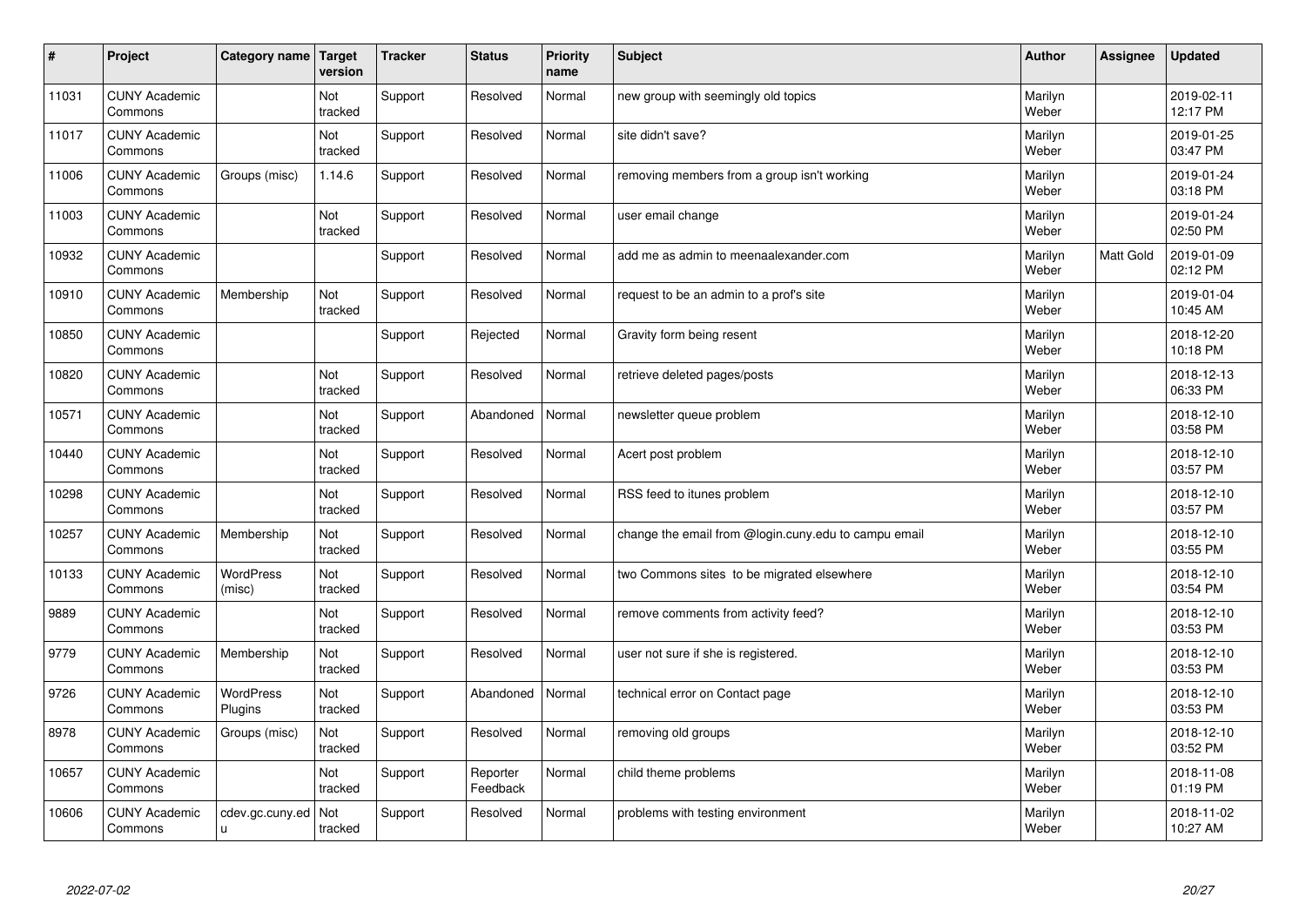| # | Project | Category name | Target version | Tracker | Status | Priority name | Subject | Author | Assignee | Updated |
|---|---|---|---|---|---|---|---|---|---|---|
| 11031 | CUNY Academic Commons | | Not tracked | Support | Resolved | Normal | new group with seemingly old topics | Marilyn Weber | | 2019-02-11 12:17 PM |
| 11017 | CUNY Academic Commons | | Not tracked | Support | Resolved | Normal | site didn't save? | Marilyn Weber | | 2019-01-25 03:47 PM |
| 11006 | CUNY Academic Commons | Groups (misc) | 1.14.6 | Support | Resolved | Normal | removing members from a group isn't working | Marilyn Weber | | 2019-01-24 03:18 PM |
| 11003 | CUNY Academic Commons | | Not tracked | Support | Resolved | Normal | user email change | Marilyn Weber | | 2019-01-24 02:50 PM |
| 10932 | CUNY Academic Commons | | | Support | Resolved | Normal | add me as admin to meenaalexander.com | Marilyn Weber | Matt Gold | 2019-01-09 02:12 PM |
| 10910 | CUNY Academic Commons | Membership | Not tracked | Support | Resolved | Normal | request to be an admin to a prof's site | Marilyn Weber | | 2019-01-04 10:45 AM |
| 10850 | CUNY Academic Commons | | | Support | Rejected | Normal | Gravity form being resent | Marilyn Weber | | 2018-12-20 10:18 PM |
| 10820 | CUNY Academic Commons | | Not tracked | Support | Resolved | Normal | retrieve deleted pages/posts | Marilyn Weber | | 2018-12-13 06:33 PM |
| 10571 | CUNY Academic Commons | | Not tracked | Support | Abandoned | Normal | newsletter queue problem | Marilyn Weber | | 2018-12-10 03:58 PM |
| 10440 | CUNY Academic Commons | | Not tracked | Support | Resolved | Normal | Acert post problem | Marilyn Weber | | 2018-12-10 03:57 PM |
| 10298 | CUNY Academic Commons | | Not tracked | Support | Resolved | Normal | RSS feed to itunes problem | Marilyn Weber | | 2018-12-10 03:57 PM |
| 10257 | CUNY Academic Commons | Membership | Not tracked | Support | Resolved | Normal | change the email from @login.cuny.edu to campu email | Marilyn Weber | | 2018-12-10 03:55 PM |
| 10133 | CUNY Academic Commons | WordPress (misc) | Not tracked | Support | Resolved | Normal | two Commons sites to be migrated elsewhere | Marilyn Weber | | 2018-12-10 03:54 PM |
| 9889 | CUNY Academic Commons | | Not tracked | Support | Resolved | Normal | remove comments from activity feed? | Marilyn Weber | | 2018-12-10 03:53 PM |
| 9779 | CUNY Academic Commons | Membership | Not tracked | Support | Resolved | Normal | user not sure if she is registered. | Marilyn Weber | | 2018-12-10 03:53 PM |
| 9726 | CUNY Academic Commons | WordPress Plugins | Not tracked | Support | Abandoned | Normal | technical error on Contact page | Marilyn Weber | | 2018-12-10 03:53 PM |
| 8978 | CUNY Academic Commons | Groups (misc) | Not tracked | Support | Resolved | Normal | removing old groups | Marilyn Weber | | 2018-12-10 03:52 PM |
| 10657 | CUNY Academic Commons | | Not tracked | Support | Reporter Feedback | Normal | child theme problems | Marilyn Weber | | 2018-11-08 01:19 PM |
| 10606 | CUNY Academic Commons | cdev.gc.cuny.edu | Not tracked | Support | Resolved | Normal | problems with testing environment | Marilyn Weber | | 2018-11-02 10:27 AM |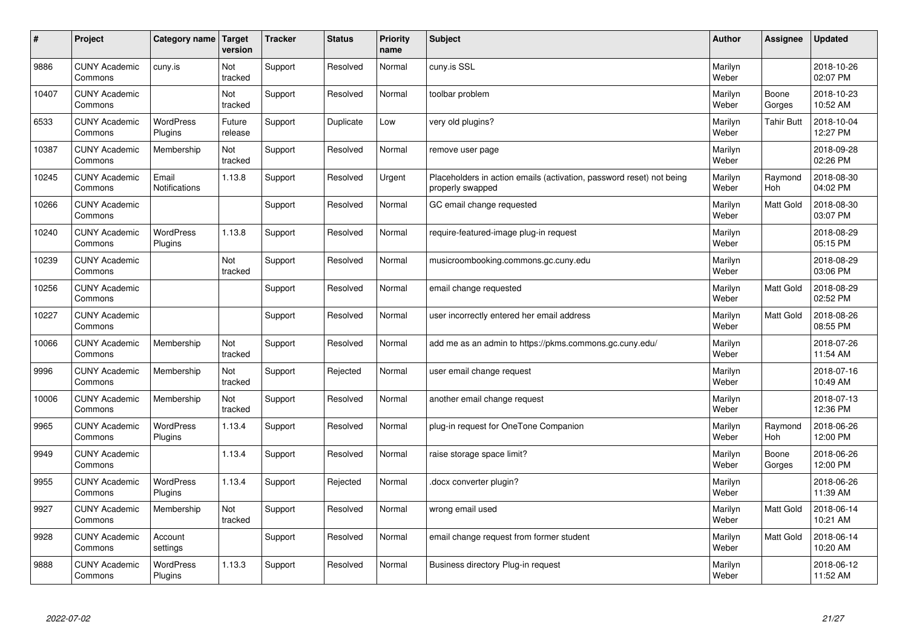| # | Project | Category name | Target version | Tracker | Status | Priority name | Subject | Author | Assignee | Updated |
|---|---|---|---|---|---|---|---|---|---|---|
| 9886 | CUNY Academic Commons | cuny.is | Not tracked | Support | Resolved | Normal | cuny.is SSL | Marilyn Weber | | 2018-10-26 02:07 PM |
| 10407 | CUNY Academic Commons | | Not tracked | Support | Resolved | Normal | toolbar problem | Marilyn Weber | Boone Gorges | 2018-10-23 10:52 AM |
| 6533 | CUNY Academic Commons | WordPress Plugins | Future release | Support | Duplicate | Low | very old plugins? | Marilyn Weber | Tahir Butt | 2018-10-04 12:27 PM |
| 10387 | CUNY Academic Commons | Membership | Not tracked | Support | Resolved | Normal | remove user page | Marilyn Weber | | 2018-09-28 02:26 PM |
| 10245 | CUNY Academic Commons | Email Notifications | 1.13.8 | Support | Resolved | Urgent | Placeholders in action emails (activation, password reset) not being properly swapped | Marilyn Weber | Raymond Hoh | 2018-08-30 04:02 PM |
| 10266 | CUNY Academic Commons | | | Support | Resolved | Normal | GC email change requested | Marilyn Weber | Matt Gold | 2018-08-30 03:07 PM |
| 10240 | CUNY Academic Commons | WordPress Plugins | 1.13.8 | Support | Resolved | Normal | require-featured-image plug-in request | Marilyn Weber | | 2018-08-29 05:15 PM |
| 10239 | CUNY Academic Commons | | Not tracked | Support | Resolved | Normal | musicroombooking.commons.gc.cuny.edu | Marilyn Weber | | 2018-08-29 03:06 PM |
| 10256 | CUNY Academic Commons | | | Support | Resolved | Normal | email change requested | Marilyn Weber | Matt Gold | 2018-08-29 02:52 PM |
| 10227 | CUNY Academic Commons | | | Support | Resolved | Normal | user incorrectly entered her email address | Marilyn Weber | Matt Gold | 2018-08-26 08:55 PM |
| 10066 | CUNY Academic Commons | Membership | Not tracked | Support | Resolved | Normal | add me as an admin to https://pkms.commons.gc.cuny.edu/ | Marilyn Weber | | 2018-07-26 11:54 AM |
| 9996 | CUNY Academic Commons | Membership | Not tracked | Support | Rejected | Normal | user email change request | Marilyn Weber | | 2018-07-16 10:49 AM |
| 10006 | CUNY Academic Commons | Membership | Not tracked | Support | Resolved | Normal | another email change request | Marilyn Weber | | 2018-07-13 12:36 PM |
| 9965 | CUNY Academic Commons | WordPress Plugins | 1.13.4 | Support | Resolved | Normal | plug-in request for OneTone Companion | Marilyn Weber | Raymond Hoh | 2018-06-26 12:00 PM |
| 9949 | CUNY Academic Commons | | 1.13.4 | Support | Resolved | Normal | raise storage space limit? | Marilyn Weber | Boone Gorges | 2018-06-26 12:00 PM |
| 9955 | CUNY Academic Commons | WordPress Plugins | 1.13.4 | Support | Rejected | Normal | .docx converter plugin? | Marilyn Weber | | 2018-06-26 11:39 AM |
| 9927 | CUNY Academic Commons | Membership | Not tracked | Support | Resolved | Normal | wrong email used | Marilyn Weber | Matt Gold | 2018-06-14 10:21 AM |
| 9928 | CUNY Academic Commons | Account settings | | Support | Resolved | Normal | email change request from former student | Marilyn Weber | Matt Gold | 2018-06-14 10:20 AM |
| 9888 | CUNY Academic Commons | WordPress Plugins | 1.13.3 | Support | Resolved | Normal | Business directory Plug-in request | Marilyn Weber | | 2018-06-12 11:52 AM |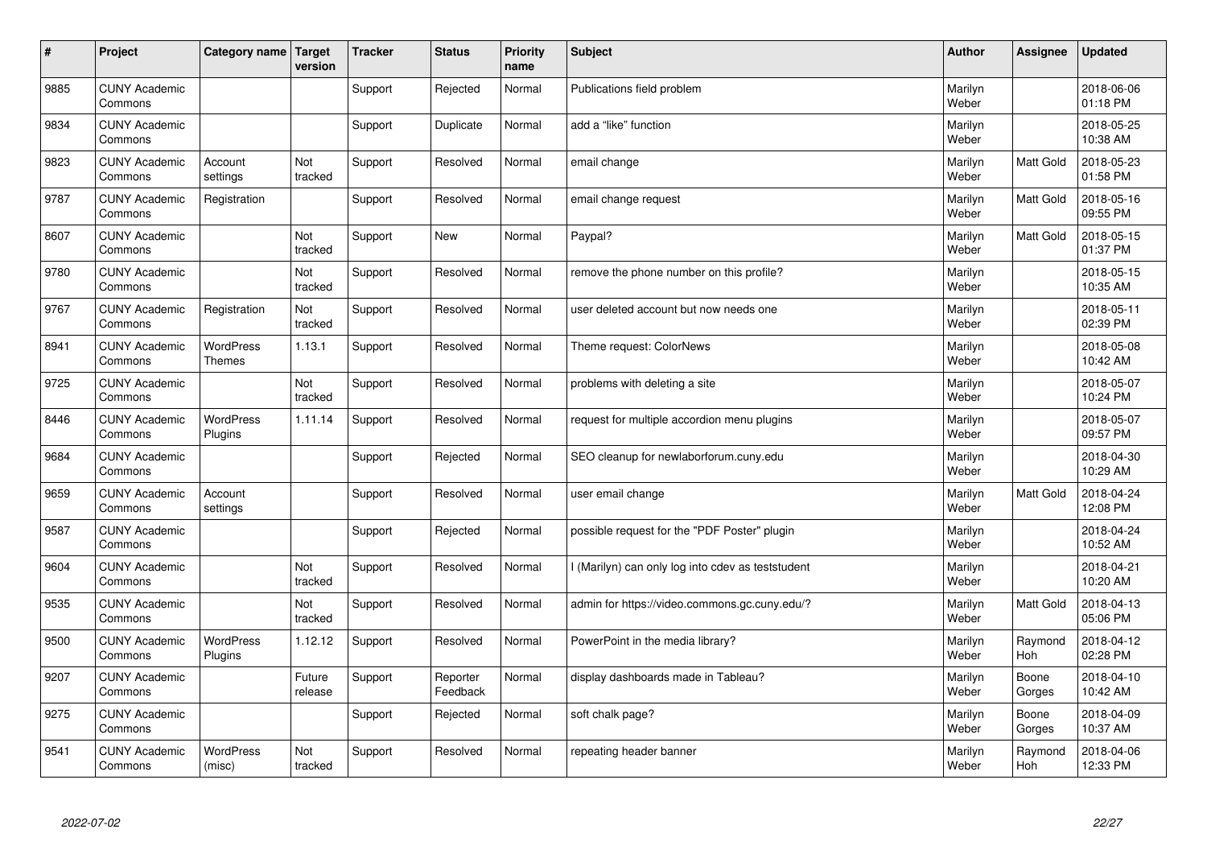| # | Project | Category name | Target version | Tracker | Status | Priority name | Subject | Author | Assignee | Updated |
|---|---|---|---|---|---|---|---|---|---|---|
| 9885 | CUNY Academic Commons | | | Support | Rejected | Normal | Publications field problem | Marilyn Weber | | 2018-06-06 01:18 PM |
| 9834 | CUNY Academic Commons | | | Support | Duplicate | Normal | add a “like” function | Marilyn Weber | | 2018-05-25 10:38 AM |
| 9823 | CUNY Academic Commons | Account settings | Not tracked | Support | Resolved | Normal | email change | Marilyn Weber | Matt Gold | 2018-05-23 01:58 PM |
| 9787 | CUNY Academic Commons | Registration | | Support | Resolved | Normal | email change request | Marilyn Weber | Matt Gold | 2018-05-16 09:55 PM |
| 8607 | CUNY Academic Commons | | Not tracked | Support | New | Normal | Paypal? | Marilyn Weber | Matt Gold | 2018-05-15 01:37 PM |
| 9780 | CUNY Academic Commons | | Not tracked | Support | Resolved | Normal | remove the phone number on this profile? | Marilyn Weber | | 2018-05-15 10:35 AM |
| 9767 | CUNY Academic Commons | Registration | Not tracked | Support | Resolved | Normal | user deleted account but now needs one | Marilyn Weber | | 2018-05-11 02:39 PM |
| 8941 | CUNY Academic Commons | WordPress Themes | 1.13.1 | Support | Resolved | Normal | Theme request: ColorNews | Marilyn Weber | | 2018-05-08 10:42 AM |
| 9725 | CUNY Academic Commons | | Not tracked | Support | Resolved | Normal | problems with deleting a site | Marilyn Weber | | 2018-05-07 10:24 PM |
| 8446 | CUNY Academic Commons | WordPress Plugins | 1.11.14 | Support | Resolved | Normal | request for multiple accordion menu plugins | Marilyn Weber | | 2018-05-07 09:57 PM |
| 9684 | CUNY Academic Commons | | | Support | Rejected | Normal | SEO cleanup for newlaborforum.cuny.edu | Marilyn Weber | | 2018-04-30 10:29 AM |
| 9659 | CUNY Academic Commons | Account settings | | Support | Resolved | Normal | user email change | Marilyn Weber | Matt Gold | 2018-04-24 12:08 PM |
| 9587 | CUNY Academic Commons | | | Support | Rejected | Normal | possible request for the "PDF Poster" plugin | Marilyn Weber | | 2018-04-24 10:52 AM |
| 9604 | CUNY Academic Commons | | Not tracked | Support | Resolved | Normal | I (Marilyn) can only log into cdev as teststudent | Marilyn Weber | | 2018-04-21 10:20 AM |
| 9535 | CUNY Academic Commons | | Not tracked | Support | Resolved | Normal | admin for https://video.commons.gc.cuny.edu/? | Marilyn Weber | Matt Gold | 2018-04-13 05:06 PM |
| 9500 | CUNY Academic Commons | WordPress Plugins | 1.12.12 | Support | Resolved | Normal | PowerPoint in the media library? | Marilyn Weber | Raymond Hoh | 2018-04-12 02:28 PM |
| 9207 | CUNY Academic Commons | | Future release | Support | Reporter Feedback | Normal | display dashboards made in Tableau? | Marilyn Weber | Boone Gorges | 2018-04-10 10:42 AM |
| 9275 | CUNY Academic Commons | | | Support | Rejected | Normal | soft chalk page? | Marilyn Weber | Boone Gorges | 2018-04-09 10:37 AM |
| 9541 | CUNY Academic Commons | WordPress (misc) | Not tracked | Support | Resolved | Normal | repeating header banner | Marilyn Weber | Raymond Hoh | 2018-04-06 12:33 PM |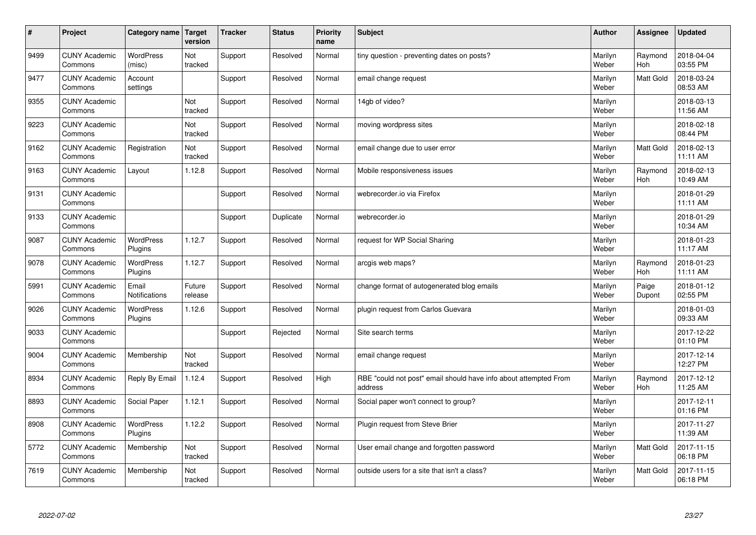| # | Project | Category name | Target version | Tracker | Status | Priority name | Subject | Author | Assignee | Updated |
|---|---|---|---|---|---|---|---|---|---|---|
| 9499 | CUNY Academic Commons | WordPress (misc) | Not tracked | Support | Resolved | Normal | tiny question - preventing dates on posts? | Marilyn Weber | Raymond Hoh | 2018-04-04 03:55 PM |
| 9477 | CUNY Academic Commons | Account settings | | Support | Resolved | Normal | email change request | Marilyn Weber | Matt Gold | 2018-03-24 08:53 AM |
| 9355 | CUNY Academic Commons | | Not tracked | Support | Resolved | Normal | 14gb of video? | Marilyn Weber | | 2018-03-13 11:56 AM |
| 9223 | CUNY Academic Commons | | Not tracked | Support | Resolved | Normal | moving wordpress sites | Marilyn Weber | | 2018-02-18 08:44 PM |
| 9162 | CUNY Academic Commons | Registration | Not tracked | Support | Resolved | Normal | email change due to user error | Marilyn Weber | Matt Gold | 2018-02-13 11:11 AM |
| 9163 | CUNY Academic Commons | Layout | 1.12.8 | Support | Resolved | Normal | Mobile responsiveness issues | Marilyn Weber | Raymond Hoh | 2018-02-13 10:49 AM |
| 9131 | CUNY Academic Commons | | | Support | Resolved | Normal | webrecorder.io via Firefox | Marilyn Weber | | 2018-01-29 11:11 AM |
| 9133 | CUNY Academic Commons | | | Support | Duplicate | Normal | webrecorder.io | Marilyn Weber | | 2018-01-29 10:34 AM |
| 9087 | CUNY Academic Commons | WordPress Plugins | 1.12.7 | Support | Resolved | Normal | request for WP Social Sharing | Marilyn Weber | | 2018-01-23 11:17 AM |
| 9078 | CUNY Academic Commons | WordPress Plugins | 1.12.7 | Support | Resolved | Normal | arcgis web maps? | Marilyn Weber | Raymond Hoh | 2018-01-23 11:11 AM |
| 5991 | CUNY Academic Commons | Email Notifications | Future release | Support | Resolved | Normal | change format of autogenerated blog emails | Marilyn Weber | Paige Dupont | 2018-01-12 02:55 PM |
| 9026 | CUNY Academic Commons | WordPress Plugins | 1.12.6 | Support | Resolved | Normal | plugin request from Carlos Guevara | Marilyn Weber | | 2018-01-03 09:33 AM |
| 9033 | CUNY Academic Commons | | | Support | Rejected | Normal | Site search terms | Marilyn Weber | | 2017-12-22 01:10 PM |
| 9004 | CUNY Academic Commons | Membership | Not tracked | Support | Resolved | Normal | email change request | Marilyn Weber | | 2017-12-14 12:27 PM |
| 8934 | CUNY Academic Commons | Reply By Email | 1.12.4 | Support | Resolved | High | RBE "could not post" email should have info about attempted From address | Marilyn Weber | Raymond Hoh | 2017-12-12 11:25 AM |
| 8893 | CUNY Academic Commons | Social Paper | 1.12.1 | Support | Resolved | Normal | Social paper won't connect to group? | Marilyn Weber | | 2017-12-11 01:16 PM |
| 8908 | CUNY Academic Commons | WordPress Plugins | 1.12.2 | Support | Resolved | Normal | Plugin request from Steve Brier | Marilyn Weber | | 2017-11-27 11:39 AM |
| 5772 | CUNY Academic Commons | Membership | Not tracked | Support | Resolved | Normal | User email change and forgotten password | Marilyn Weber | Matt Gold | 2017-11-15 06:18 PM |
| 7619 | CUNY Academic Commons | Membership | Not tracked | Support | Resolved | Normal | outside users for a site that isn't a class? | Marilyn Weber | Matt Gold | 2017-11-15 06:18 PM |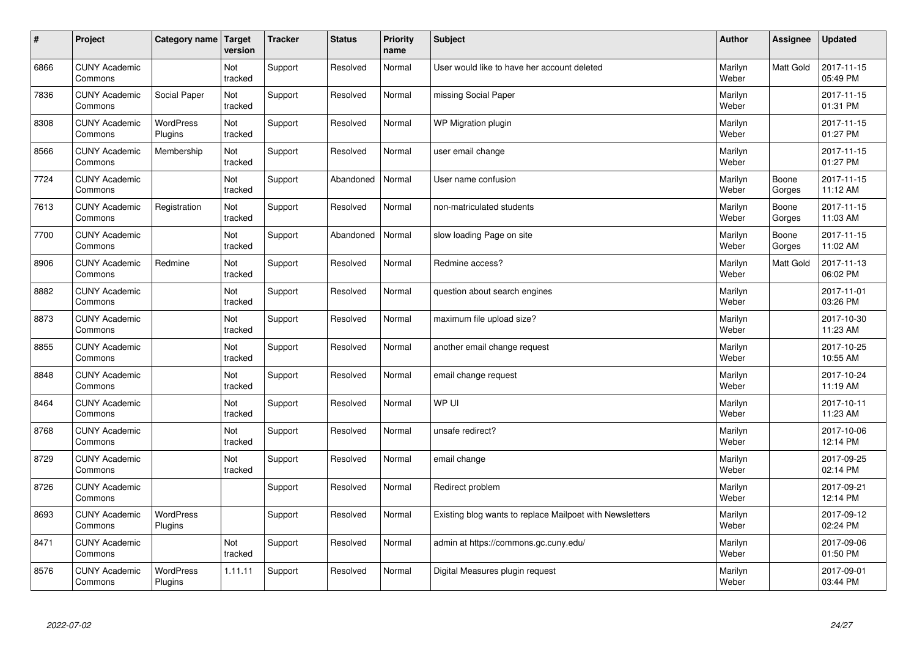| # | Project | Category name | Target version | Tracker | Status | Priority name | Subject | Author | Assignee | Updated |
|---|---|---|---|---|---|---|---|---|---|---|
| 6866 | CUNY Academic Commons | | Not tracked | Support | Resolved | Normal | User would like to have her account deleted | Marilyn Weber | Matt Gold | 2017-11-15 05:49 PM |
| 7836 | CUNY Academic Commons | Social Paper | Not tracked | Support | Resolved | Normal | missing Social Paper | Marilyn Weber | | 2017-11-15 01:31 PM |
| 8308 | CUNY Academic Commons | WordPress Plugins | Not tracked | Support | Resolved | Normal | WP Migration plugin | Marilyn Weber | | 2017-11-15 01:27 PM |
| 8566 | CUNY Academic Commons | Membership | Not tracked | Support | Resolved | Normal | user email change | Marilyn Weber | | 2017-11-15 01:27 PM |
| 7724 | CUNY Academic Commons | | Not tracked | Support | Abandoned | Normal | User name confusion | Marilyn Weber | Boone Gorges | 2017-11-15 11:12 AM |
| 7613 | CUNY Academic Commons | Registration | Not tracked | Support | Resolved | Normal | non-matriculated students | Marilyn Weber | Boone Gorges | 2017-11-15 11:03 AM |
| 7700 | CUNY Academic Commons | | Not tracked | Support | Abandoned | Normal | slow loading Page on site | Marilyn Weber | Boone Gorges | 2017-11-15 11:02 AM |
| 8906 | CUNY Academic Commons | Redmine | Not tracked | Support | Resolved | Normal | Redmine access? | Marilyn Weber | Matt Gold | 2017-11-13 06:02 PM |
| 8882 | CUNY Academic Commons | | Not tracked | Support | Resolved | Normal | question about search engines | Marilyn Weber | | 2017-11-01 03:26 PM |
| 8873 | CUNY Academic Commons | | Not tracked | Support | Resolved | Normal | maximum file upload size? | Marilyn Weber | | 2017-10-30 11:23 AM |
| 8855 | CUNY Academic Commons | | Not tracked | Support | Resolved | Normal | another email change request | Marilyn Weber | | 2017-10-25 10:55 AM |
| 8848 | CUNY Academic Commons | | Not tracked | Support | Resolved | Normal | email change request | Marilyn Weber | | 2017-10-24 11:19 AM |
| 8464 | CUNY Academic Commons | | Not tracked | Support | Resolved | Normal | WP UI | Marilyn Weber | | 2017-10-11 11:23 AM |
| 8768 | CUNY Academic Commons | | Not tracked | Support | Resolved | Normal | unsafe redirect? | Marilyn Weber | | 2017-10-06 12:14 PM |
| 8729 | CUNY Academic Commons | | Not tracked | Support | Resolved | Normal | email change | Marilyn Weber | | 2017-09-25 02:14 PM |
| 8726 | CUNY Academic Commons | | | Support | Resolved | Normal | Redirect problem | Marilyn Weber | | 2017-09-21 12:14 PM |
| 8693 | CUNY Academic Commons | WordPress Plugins | | Support | Resolved | Normal | Existing blog wants to replace Mailpoet with Newsletters | Marilyn Weber | | 2017-09-12 02:24 PM |
| 8471 | CUNY Academic Commons | | Not tracked | Support | Resolved | Normal | admin at https://commons.gc.cuny.edu/ | Marilyn Weber | | 2017-09-06 01:50 PM |
| 8576 | CUNY Academic Commons | WordPress Plugins | 1.11.11 | Support | Resolved | Normal | Digital Measures plugin request | Marilyn Weber | | 2017-09-01 03:44 PM |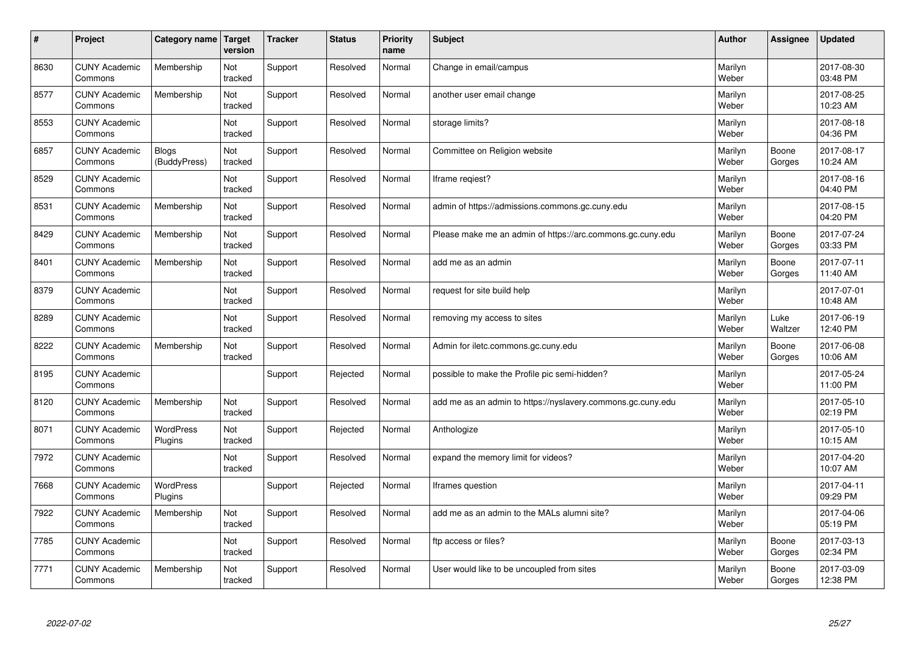| # | Project | Category name | Target version | Tracker | Status | Priority name | Subject | Author | Assignee | Updated |
|---|---|---|---|---|---|---|---|---|---|---|
| 8630 | CUNY Academic Commons | Membership | Not tracked | Support | Resolved | Normal | Change in email/campus | Marilyn Weber | | 2017-08-30 03:48 PM |
| 8577 | CUNY Academic Commons | Membership | Not tracked | Support | Resolved | Normal | another user email change | Marilyn Weber | | 2017-08-25 10:23 AM |
| 8553 | CUNY Academic Commons | | Not tracked | Support | Resolved | Normal | storage limits? | Marilyn Weber | | 2017-08-18 04:36 PM |
| 6857 | CUNY Academic Commons | Blogs (BuddyPress) | Not tracked | Support | Resolved | Normal | Committee on Religion website | Marilyn Weber | Boone Gorges | 2017-08-17 10:24 AM |
| 8529 | CUNY Academic Commons | | Not tracked | Support | Resolved | Normal | Iframe reqiest? | Marilyn Weber | | 2017-08-16 04:40 PM |
| 8531 | CUNY Academic Commons | Membership | Not tracked | Support | Resolved | Normal | admin of https://admissions.commons.gc.cuny.edu | Marilyn Weber | | 2017-08-15 04:20 PM |
| 8429 | CUNY Academic Commons | Membership | Not tracked | Support | Resolved | Normal | Please make me an admin of https://arc.commons.gc.cuny.edu | Marilyn Weber | Boone Gorges | 2017-07-24 03:33 PM |
| 8401 | CUNY Academic Commons | Membership | Not tracked | Support | Resolved | Normal | add me as an admin | Marilyn Weber | Boone Gorges | 2017-07-11 11:40 AM |
| 8379 | CUNY Academic Commons | | Not tracked | Support | Resolved | Normal | request for site build help | Marilyn Weber | | 2017-07-01 10:48 AM |
| 8289 | CUNY Academic Commons | | Not tracked | Support | Resolved | Normal | removing my access to sites | Marilyn Weber | Luke Waltzer | 2017-06-19 12:40 PM |
| 8222 | CUNY Academic Commons | Membership | Not tracked | Support | Resolved | Normal | Admin for iletc.commons.gc.cuny.edu | Marilyn Weber | Boone Gorges | 2017-06-08 10:06 AM |
| 8195 | CUNY Academic Commons | | | Support | Rejected | Normal | possible to make the Profile pic semi-hidden? | Marilyn Weber | | 2017-05-24 11:00 PM |
| 8120 | CUNY Academic Commons | Membership | Not tracked | Support | Resolved | Normal | add me as an admin to https://nyslavery.commons.gc.cuny.edu | Marilyn Weber | | 2017-05-10 02:19 PM |
| 8071 | CUNY Academic Commons | WordPress Plugins | Not tracked | Support | Rejected | Normal | Anthologize | Marilyn Weber | | 2017-05-10 10:15 AM |
| 7972 | CUNY Academic Commons | | Not tracked | Support | Resolved | Normal | expand the memory limit for videos? | Marilyn Weber | | 2017-04-20 10:07 AM |
| 7668 | CUNY Academic Commons | WordPress Plugins | | Support | Rejected | Normal | Iframes question | Marilyn Weber | | 2017-04-11 09:29 PM |
| 7922 | CUNY Academic Commons | Membership | Not tracked | Support | Resolved | Normal | add me as an admin to the MALs alumni site? | Marilyn Weber | | 2017-04-06 05:19 PM |
| 7785 | CUNY Academic Commons | | Not tracked | Support | Resolved | Normal | ftp access or files? | Marilyn Weber | Boone Gorges | 2017-03-13 02:34 PM |
| 7771 | CUNY Academic Commons | Membership | Not tracked | Support | Resolved | Normal | User would like to be uncoupled from sites | Marilyn Weber | Boone Gorges | 2017-03-09 12:38 PM |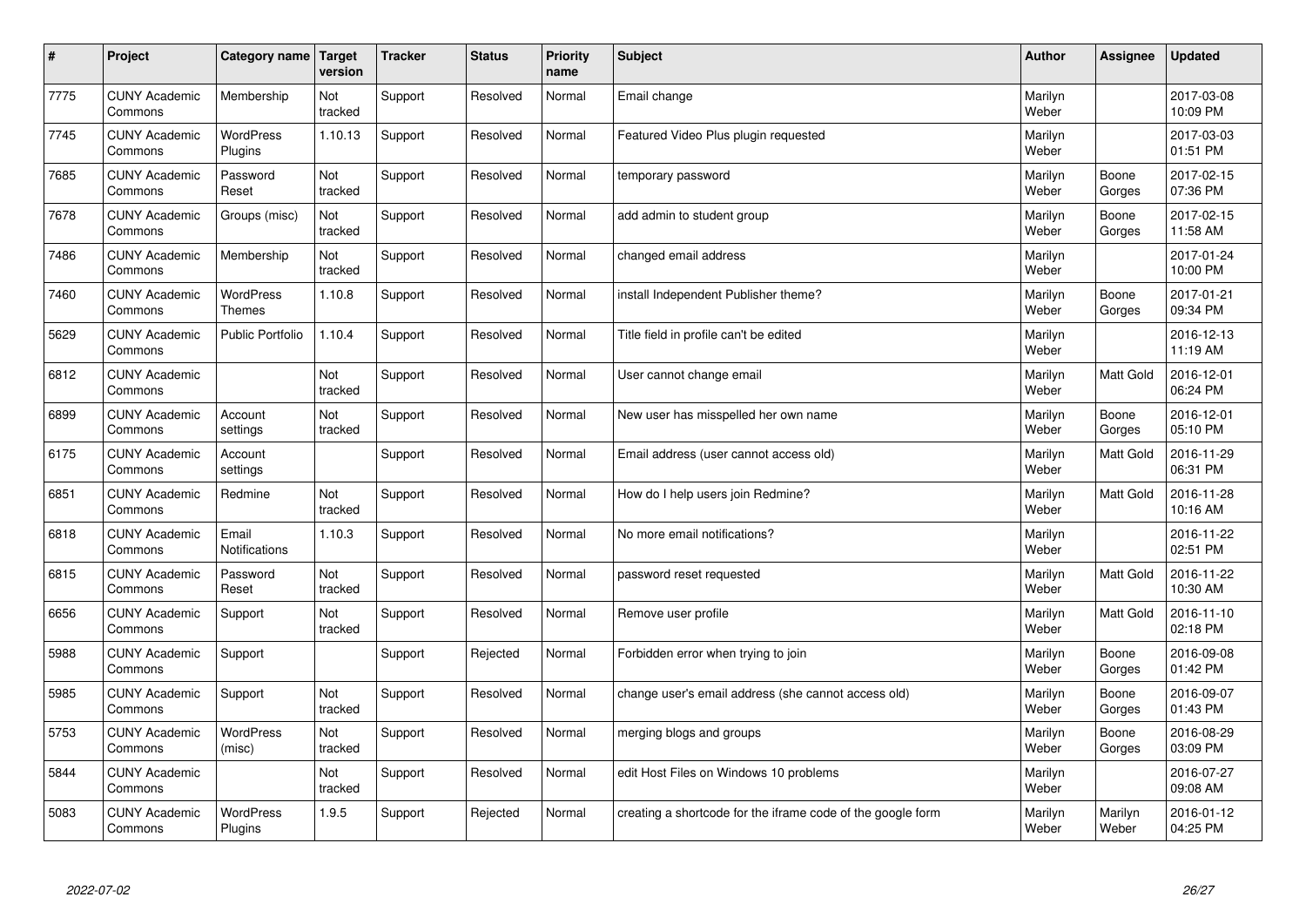| # | Project | Category name | Target version | Tracker | Status | Priority name | Subject | Author | Assignee | Updated |
|---|---|---|---|---|---|---|---|---|---|---|
| 7775 | CUNY Academic Commons | Membership | Not tracked | Support | Resolved | Normal | Email change | Marilyn Weber | | 2017-03-08 10:09 PM |
| 7745 | CUNY Academic Commons | WordPress Plugins | 1.10.13 | Support | Resolved | Normal | Featured Video Plus plugin requested | Marilyn Weber | | 2017-03-03 01:51 PM |
| 7685 | CUNY Academic Commons | Password Reset | Not tracked | Support | Resolved | Normal | temporary password | Marilyn Weber | Boone Gorges | 2017-02-15 07:36 PM |
| 7678 | CUNY Academic Commons | Groups (misc) | Not tracked | Support | Resolved | Normal | add admin to student group | Marilyn Weber | Boone Gorges | 2017-02-15 11:58 AM |
| 7486 | CUNY Academic Commons | Membership | Not tracked | Support | Resolved | Normal | changed email address | Marilyn Weber | | 2017-01-24 10:00 PM |
| 7460 | CUNY Academic Commons | WordPress Themes | 1.10.8 | Support | Resolved | Normal | install Independent Publisher theme? | Marilyn Weber | Boone Gorges | 2017-01-21 09:34 PM |
| 5629 | CUNY Academic Commons | Public Portfolio | 1.10.4 | Support | Resolved | Normal | Title field in profile can't be edited | Marilyn Weber | | 2016-12-13 11:19 AM |
| 6812 | CUNY Academic Commons | | Not tracked | Support | Resolved | Normal | User cannot change email | Marilyn Weber | Matt Gold | 2016-12-01 06:24 PM |
| 6899 | CUNY Academic Commons | Account settings | Not tracked | Support | Resolved | Normal | New user has misspelled her own name | Marilyn Weber | Boone Gorges | 2016-12-01 05:10 PM |
| 6175 | CUNY Academic Commons | Account settings | | Support | Resolved | Normal | Email address (user cannot access old) | Marilyn Weber | Matt Gold | 2016-11-29 06:31 PM |
| 6851 | CUNY Academic Commons | Redmine | Not tracked | Support | Resolved | Normal | How do I help users join Redmine? | Marilyn Weber | Matt Gold | 2016-11-28 10:16 AM |
| 6818 | CUNY Academic Commons | Email Notifications | 1.10.3 | Support | Resolved | Normal | No more email notifications? | Marilyn Weber | | 2016-11-22 02:51 PM |
| 6815 | CUNY Academic Commons | Password Reset | Not tracked | Support | Resolved | Normal | password reset requested | Marilyn Weber | Matt Gold | 2016-11-22 10:30 AM |
| 6656 | CUNY Academic Commons | Support | Not tracked | Support | Resolved | Normal | Remove user profile | Marilyn Weber | Matt Gold | 2016-11-10 02:18 PM |
| 5988 | CUNY Academic Commons | Support | | Support | Rejected | Normal | Forbidden error when trying to join | Marilyn Weber | Boone Gorges | 2016-09-08 01:42 PM |
| 5985 | CUNY Academic Commons | Support | Not tracked | Support | Resolved | Normal | change user's email address (she cannot access old) | Marilyn Weber | Boone Gorges | 2016-09-07 01:43 PM |
| 5753 | CUNY Academic Commons | WordPress (misc) | Not tracked | Support | Resolved | Normal | merging blogs and groups | Marilyn Weber | Boone Gorges | 2016-08-29 03:09 PM |
| 5844 | CUNY Academic Commons | | Not tracked | Support | Resolved | Normal | edit Host Files on Windows 10 problems | Marilyn Weber | | 2016-07-27 09:08 AM |
| 5083 | CUNY Academic Commons | WordPress Plugins | 1.9.5 | Support | Rejected | Normal | creating a shortcode for the iframe code of the google form | Marilyn Weber | Marilyn Weber | 2016-01-12 04:25 PM |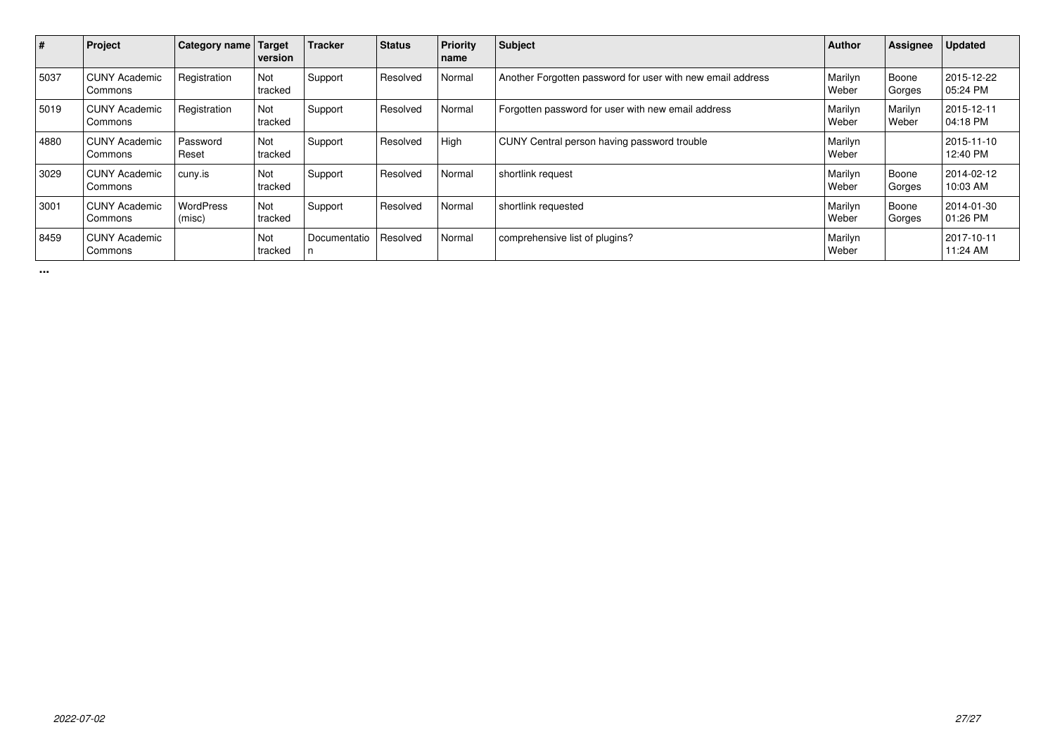| # | Project | Category name | Target version | Tracker | Status | Priority name | Subject | Author | Assignee | Updated |
|---|---|---|---|---|---|---|---|---|---|---|
| 5037 | CUNY Academic Commons | Registration | Not tracked | Support | Resolved | Normal | Another Forgotten password for user with new email address | Marilyn Weber | Boone Gorges | 2015-12-22 05:24 PM |
| 5019 | CUNY Academic Commons | Registration | Not tracked | Support | Resolved | Normal | Forgotten password for user with new email address | Marilyn Weber | Marilyn Weber | 2015-12-11 04:18 PM |
| 4880 | CUNY Academic Commons | Password Reset | Not tracked | Support | Resolved | High | CUNY Central person having password trouble | Marilyn Weber | | 2015-11-10 12:40 PM |
| 3029 | CUNY Academic Commons | cuny.is | Not tracked | Support | Resolved | Normal | shortlink request | Marilyn Weber | Boone Gorges | 2014-02-12 10:03 AM |
| 3001 | CUNY Academic Commons | WordPress (misc) | Not tracked | Support | Resolved | Normal | shortlink requested | Marilyn Weber | Boone Gorges | 2014-01-30 01:26 PM |
| 8459 | CUNY Academic Commons | | Not tracked | Documentation | Resolved | Normal | comprehensive list of plugins? | Marilyn Weber | | 2017-10-11 11:24 AM |

...